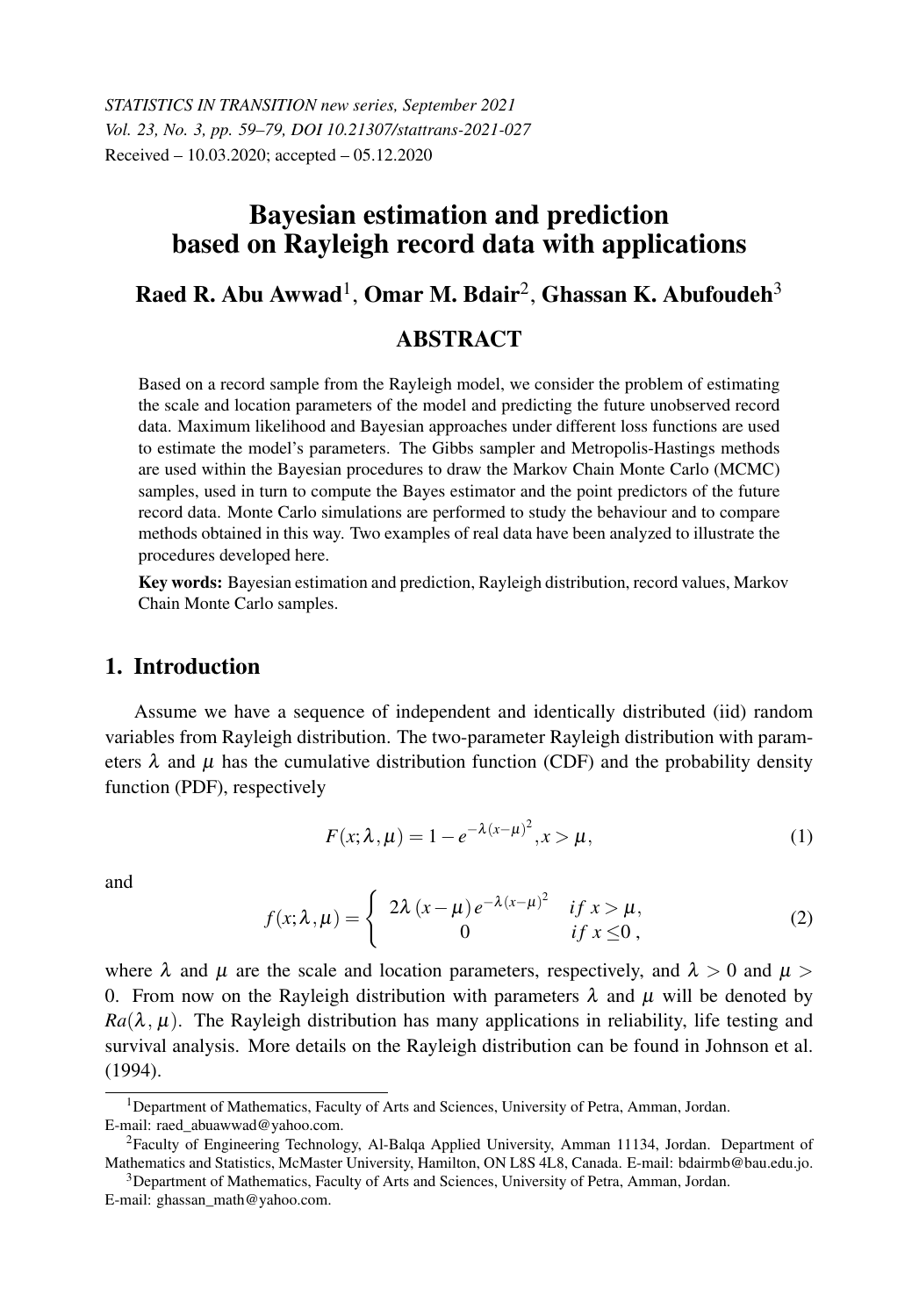STATISTICS IN TRANSITION new series, September 2021
Vol. 23, No. 3, pp. 59–79, DOI 10.21307/stattrans-2021-027
Received – 10.03.2020; accepted – 05.12.2020

# Bayesian estimation and prediction based on Rayleigh record data with applications

**Raed R. Abu Awwad**[1], **Omar M. Bdair**[2], **Ghassan K. Abufoudeh**[3]

## ABSTRACT

Based on a record sample from the Rayleigh model, we consider the problem of estimating the scale and location parameters of the model and predicting the future unobserved record data. Maximum likelihood and Bayesian approaches under different loss functions are used to estimate the model's parameters. The Gibbs sampler and Metropolis-Hastings methods are used within the Bayesian procedures to draw the Markov Chain Monte Carlo (MCMC) samples, used in turn to compute the Bayes estimator and the point predictors of the future record data. Monte Carlo simulations are performed to study the behaviour and to compare methods obtained in this way. Two examples of real data have been analyzed to illustrate the procedures developed here.

**Key words:** Bayesian estimation and prediction, Rayleigh distribution, record values, Markov Chain Monte Carlo samples.

## 1. Introduction

Assume we have a sequence of independent and identically distributed (iid) random variables from Rayleigh distribution. The two-parameter Rayleigh distribution with parameters $\lambda$ and $\mu$ has the cumulative distribution function (CDF) and the probability density function (PDF), respectively

$$F(x;\lambda,\mu) = 1 - e^{-\lambda(x-\mu)^2}, x > \mu, \tag{1}$$

and

$$f(x;\lambda,\mu) = \begin{cases} 2\lambda\,(x-\mu)\,e^{-\lambda(x-\mu)^2} & if\ x > \mu, \\ 0 & if\ x \leq 0\,, \end{cases} \tag{2}$$

where $\lambda$ and $\mu$ are the scale and location parameters, respectively, and $\lambda > 0$ and $\mu > 0$. From now on the Rayleigh distribution with parameters $\lambda$ and $\mu$ will be denoted by $Ra(\lambda, \mu)$. The Rayleigh distribution has many applications in reliability, life testing and survival analysis. More details on the Rayleigh distribution can be found in Johnson et al. (1994).

---

[1] Department of Mathematics, Faculty of Arts and Sciences, University of Petra, Amman, Jordan. E-mail: raed_abuawwad@yahoo.com.

[2] Faculty of Engineering Technology, Al-Balqa Applied University, Amman 11134, Jordan. Department of Mathematics and Statistics, McMaster University, Hamilton, ON L8S 4L8, Canada. E-mail: bdairmb@bau.edu.jo.

[3] Department of Mathematics, Faculty of Arts and Sciences, University of Petra, Amman, Jordan. E-mail: ghassan_math@yahoo.com.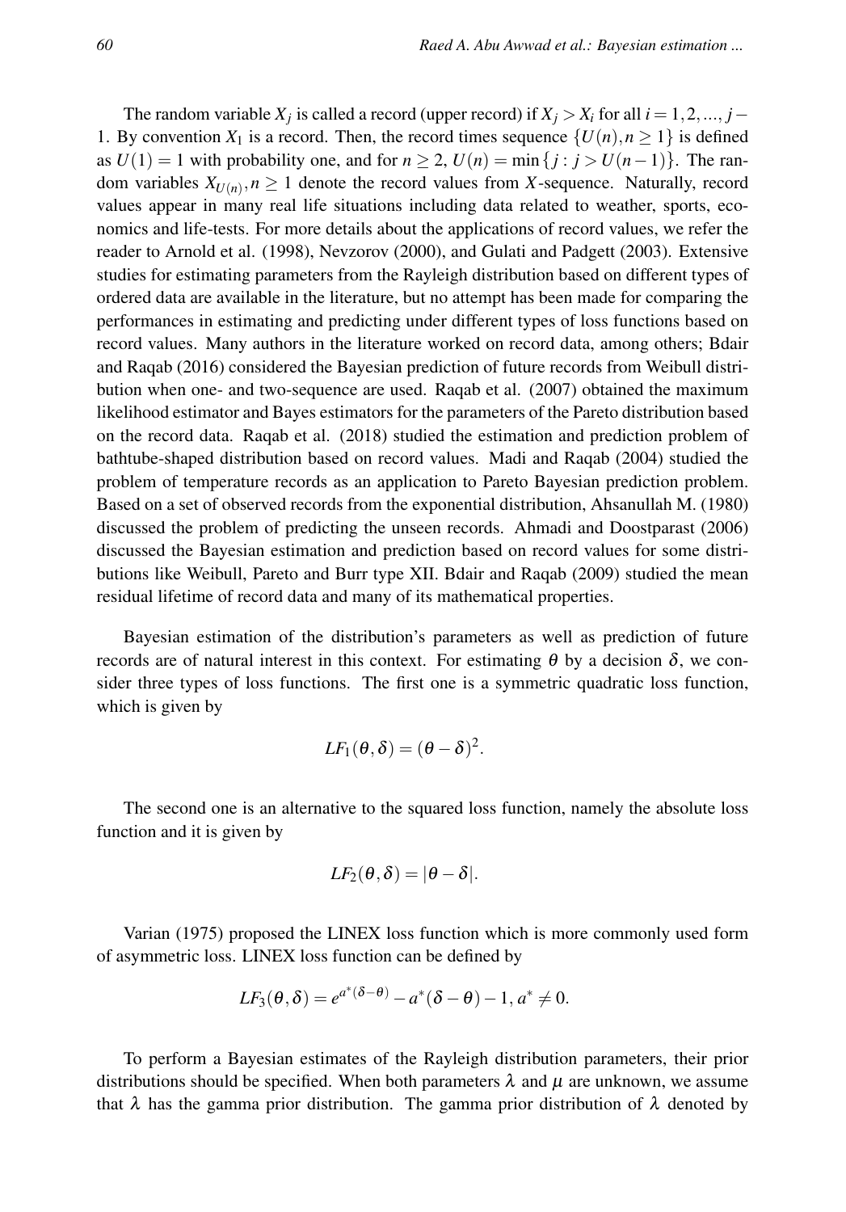The random variable $X_j$ is called a record (upper record) if $X_j > X_i$ for all $i = 1, 2, ..., j-1$. By convention $X_1$ is a record. Then, the record times sequence $\{U(n), n \geq 1\}$ is defined as $U(1) = 1$ with probability one, and for $n \geq 2$, $U(n) = \min\{j : j > U(n-1)\}$. The random variables $X_{U(n)}, n \geq 1$ denote the record values from $X$-sequence. Naturally, record values appear in many real life situations including data related to weather, sports, economics and life-tests. For more details about the applications of record values, we refer the reader to Arnold et al. (1998), Nevzorov (2000), and Gulati and Padgett (2003). Extensive studies for estimating parameters from the Rayleigh distribution based on different types of ordered data are available in the literature, but no attempt has been made for comparing the performances in estimating and predicting under different types of loss functions based on record values. Many authors in the literature worked on record data, among others; Bdair and Raqab (2016) considered the Bayesian prediction of future records from Weibull distribution when one- and two-sequence are used. Raqab et al. (2007) obtained the maximum likelihood estimator and Bayes estimators for the parameters of the Pareto distribution based on the record data. Raqab et al. (2018) studied the estimation and prediction problem of bathtube-shaped distribution based on record values. Madi and Raqab (2004) studied the problem of temperature records as an application to Pareto Bayesian prediction problem. Based on a set of observed records from the exponential distribution, Ahsanullah M. (1980) discussed the problem of predicting the unseen records. Ahmadi and Doostparast (2006) discussed the Bayesian estimation and prediction based on record values for some distributions like Weibull, Pareto and Burr type XII. Bdair and Raqab (2009) studied the mean residual lifetime of record data and many of its mathematical properties.

Bayesian estimation of the distribution's parameters as well as prediction of future records are of natural interest in this context. For estimating $\theta$ by a decision $\delta$, we consider three types of loss functions. The first one is a symmetric quadratic loss function, which is given by

$$LF_1(\theta, \delta) = (\theta - \delta)^2.$$

The second one is an alternative to the squared loss function, namely the absolute loss function and it is given by

$$LF_2(\theta, \delta) = |\theta - \delta|.$$

Varian (1975) proposed the LINEX loss function which is more commonly used form of asymmetric loss. LINEX loss function can be defined by

$$LF_3(\theta, \delta) = e^{a^*(\delta - \theta)} - a^*(\delta - \theta) - 1, \, a^* \neq 0.$$

To perform a Bayesian estimates of the Rayleigh distribution parameters, their prior distributions should be specified. When both parameters $\lambda$ and $\mu$ are unknown, we assume that $\lambda$ has the gamma prior distribution. The gamma prior distribution of $\lambda$ denoted by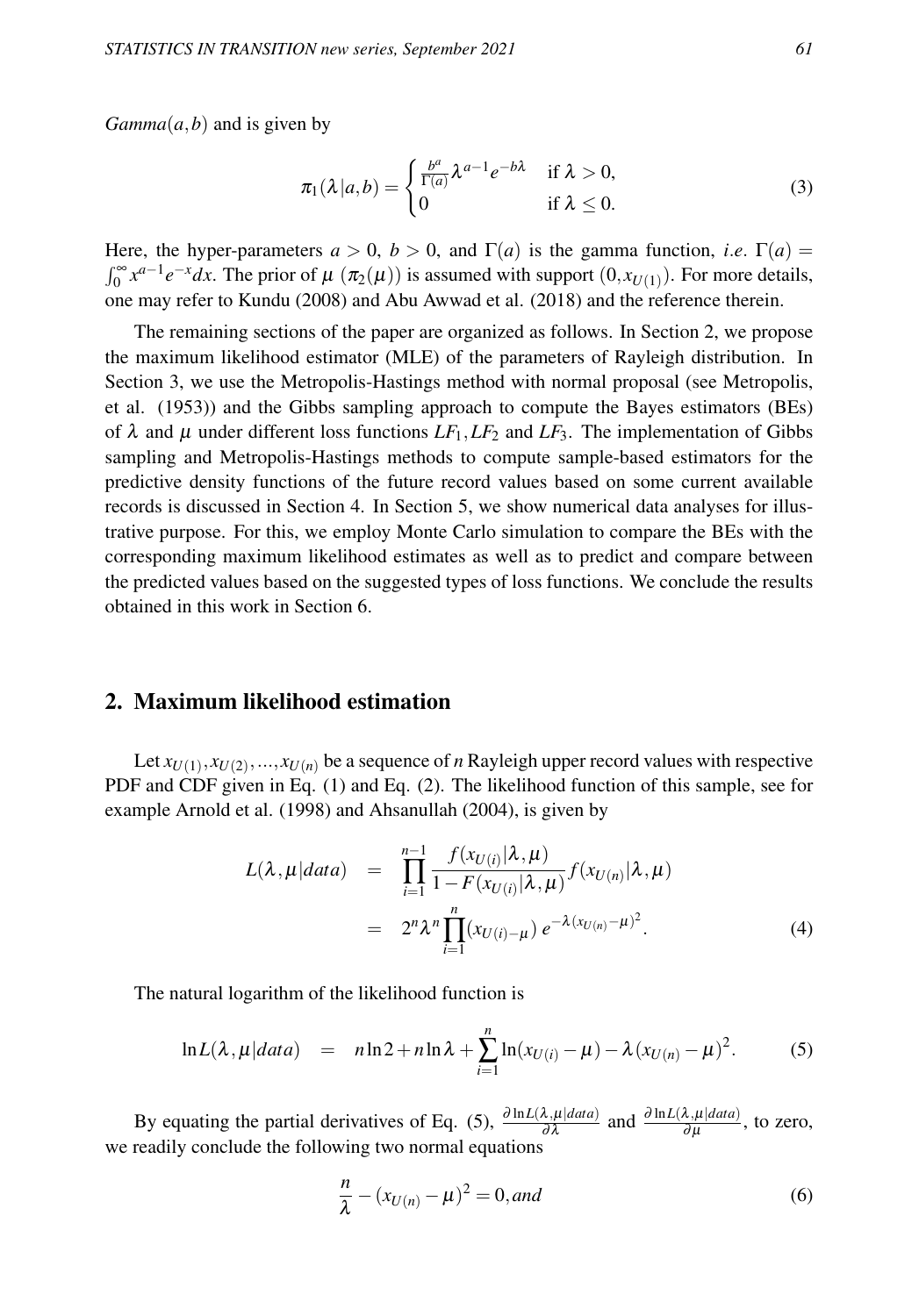$Gamma(a,b)$ and is given by

$$\pi_1(\lambda|a,b) = \begin{cases} \frac{b^a}{\Gamma(a)}\lambda^{a-1}e^{-b\lambda} & \text{if } \lambda > 0, \\ 0 & \text{if } \lambda \leq 0. \end{cases} \tag{3}$$

Here, the hyper-parameters $a > 0$, $b > 0$, and $\Gamma(a)$ is the gamma function, *i.e.* $\Gamma(a) = \int_0^\infty x^{a-1}e^{-x}dx$. The prior of $\mu$ ($\pi_2(\mu)$) is assumed with support $(0, x_{U(1)})$. For more details, one may refer to Kundu (2008) and Abu Awwad et al. (2018) and the reference therein.

The remaining sections of the paper are organized as follows. In Section 2, we propose the maximum likelihood estimator (MLE) of the parameters of Rayleigh distribution. In Section 3, we use the Metropolis-Hastings method with normal proposal (see Metropolis, et al. (1953)) and the Gibbs sampling approach to compute the Bayes estimators (BEs) of $\lambda$ and $\mu$ under different loss functions $LF_1, LF_2$ and $LF_3$. The implementation of Gibbs sampling and Metropolis-Hastings methods to compute sample-based estimators for the predictive density functions of the future record values based on some current available records is discussed in Section 4. In Section 5, we show numerical data analyses for illustrative purpose. For this, we employ Monte Carlo simulation to compare the BEs with the corresponding maximum likelihood estimates as well as to predict and compare between the predicted values based on the suggested types of loss functions. We conclude the results obtained in this work in Section 6.

## 2. Maximum likelihood estimation

Let $x_{U(1)}, x_{U(2)}, ..., x_{U(n)}$ be a sequence of $n$ Rayleigh upper record values with respective PDF and CDF given in Eq. (1) and Eq. (2). The likelihood function of this sample, see for example Arnold et al. (1998) and Ahsanullah (2004), is given by

$$\begin{aligned} L(\lambda,\mu|data) &= \prod_{i=1}^{n-1} \frac{f(x_{U(i)}|\lambda,\mu)}{1-F(x_{U(i)}|\lambda,\mu)} f(x_{U(n)}|\lambda,\mu) \\ &= 2^n\lambda^n \prod_{i=1}^{n}(x_{U(i)-\mu})\, e^{-\lambda(x_{U(n)}-\mu)^2}. \end{aligned} \tag{4}$$

The natural logarithm of the likelihood function is

$$\ln L(\lambda,\mu|data) \quad = \quad n\ln 2 + n\ln\lambda + \sum_{i=1}^{n}\ln(x_{U(i)}-\mu) - \lambda(x_{U(n)}-\mu)^2. \tag{5}$$

By equating the partial derivatives of Eq. (5), $\frac{\partial \ln L(\lambda,\mu|data)}{\partial\lambda}$ and $\frac{\partial \ln L(\lambda,\mu|data)}{\partial\mu}$, to zero, we readily conclude the following two normal equations

$$\frac{n}{\lambda} - (x_{U(n)}-\mu)^2 = 0, and \tag{6}$$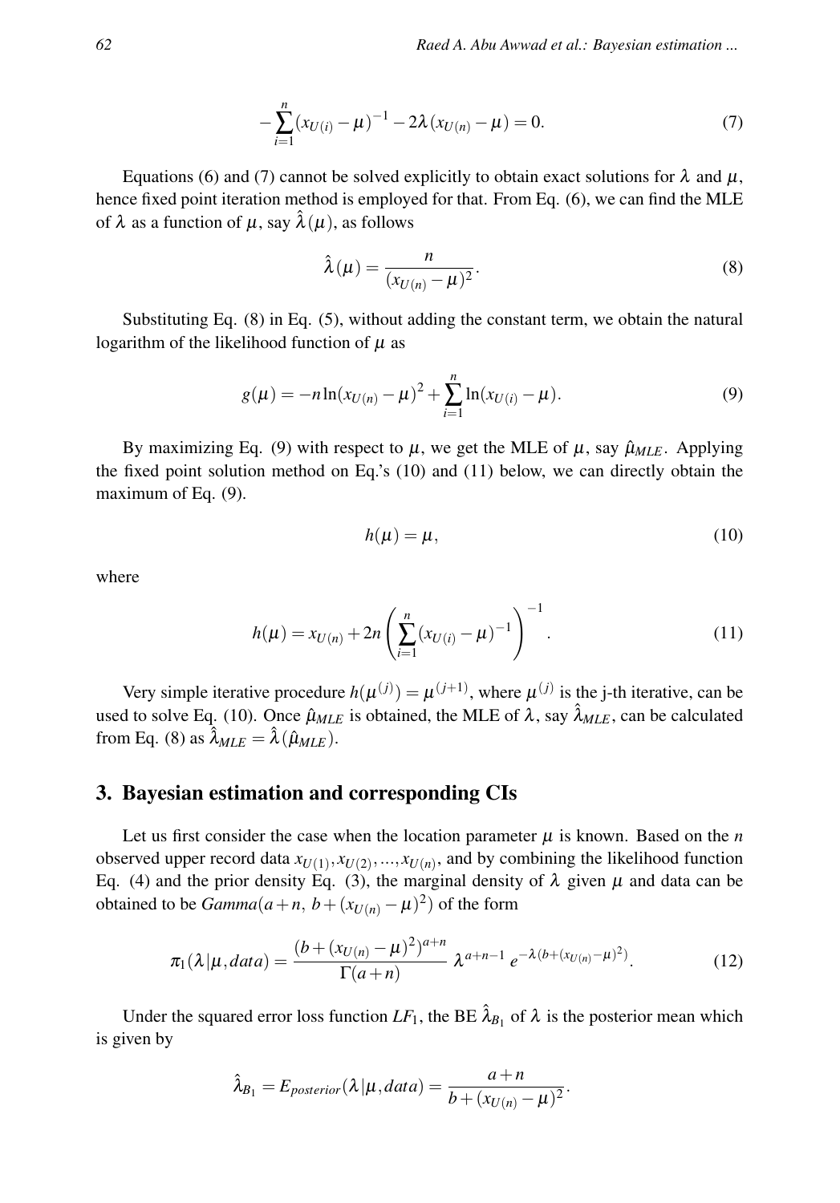$$-\sum_{i=1}^{n}(x_{U(i)}-\mu)^{-1}-2\lambda(x_{U(n)}-\mu)=0. \tag{7}$$

Equations (6) and (7) cannot be solved explicitly to obtain exact solutions for $\lambda$ and $\mu$, hence fixed point iteration method is employed for that. From Eq. (6), we can find the MLE of $\lambda$ as a function of $\mu$, say $\hat{\lambda}(\mu)$, as follows

$$\hat{\lambda}(\mu)=\frac{n}{(x_{U(n)}-\mu)^2}. \tag{8}$$

Substituting Eq. (8) in Eq. (5), without adding the constant term, we obtain the natural logarithm of the likelihood function of $\mu$ as

$$g(\mu)=-n\ln(x_{U(n)}-\mu)^2+\sum_{i=1}^{n}\ln(x_{U(i)}-\mu). \tag{9}$$

By maximizing Eq. (9) with respect to $\mu$, we get the MLE of $\mu$, say $\hat{\mu}_{MLE}$. Applying the fixed point solution method on Eq.'s (10) and (11) below, we can directly obtain the maximum of Eq. (9).

$$h(\mu)=\mu, \tag{10}$$

where

$$h(\mu)=x_{U(n)}+2n\left(\sum_{i=1}^{n}(x_{U(i)}-\mu)^{-1}\right)^{-1}. \tag{11}$$

Very simple iterative procedure $h(\mu^{(j)})=\mu^{(j+1)}$, where $\mu^{(j)}$ is the j-th iterative, can be used to solve Eq. (10). Once $\hat{\mu}_{MLE}$ is obtained, the MLE of $\lambda$, say $\hat{\lambda}_{MLE}$, can be calculated from Eq. (8) as $\hat{\lambda}_{MLE}=\hat{\lambda}(\hat{\mu}_{MLE})$.

## 3. Bayesian estimation and corresponding CIs

Let us first consider the case when the location parameter $\mu$ is known. Based on the $n$ observed upper record data $x_{U(1)},x_{U(2)},...,x_{U(n)}$, and by combining the likelihood function Eq. (4) and the prior density Eq. (3), the marginal density of $\lambda$ given $\mu$ and data can be obtained to be $Gamma(a+n,\ b+(x_{U(n)}-\mu)^2)$ of the form

$$\pi_1(\lambda|\mu,data)=\frac{(b+(x_{U(n)}-\mu)^2)^{a+n}}{\Gamma(a+n)}\ \lambda^{a+n-1}\ e^{-\lambda(b+(x_{U(n)}-\mu)^2)}. \tag{12}$$

Under the squared error loss function $LF_1$, the BE $\hat{\lambda}_{B_1}$ of $\lambda$ is the posterior mean which is given by

$$\hat{\lambda}_{B_1}=E_{posterior}(\lambda|\mu,data)=\frac{a+n}{b+(x_{U(n)}-\mu)^2}.$$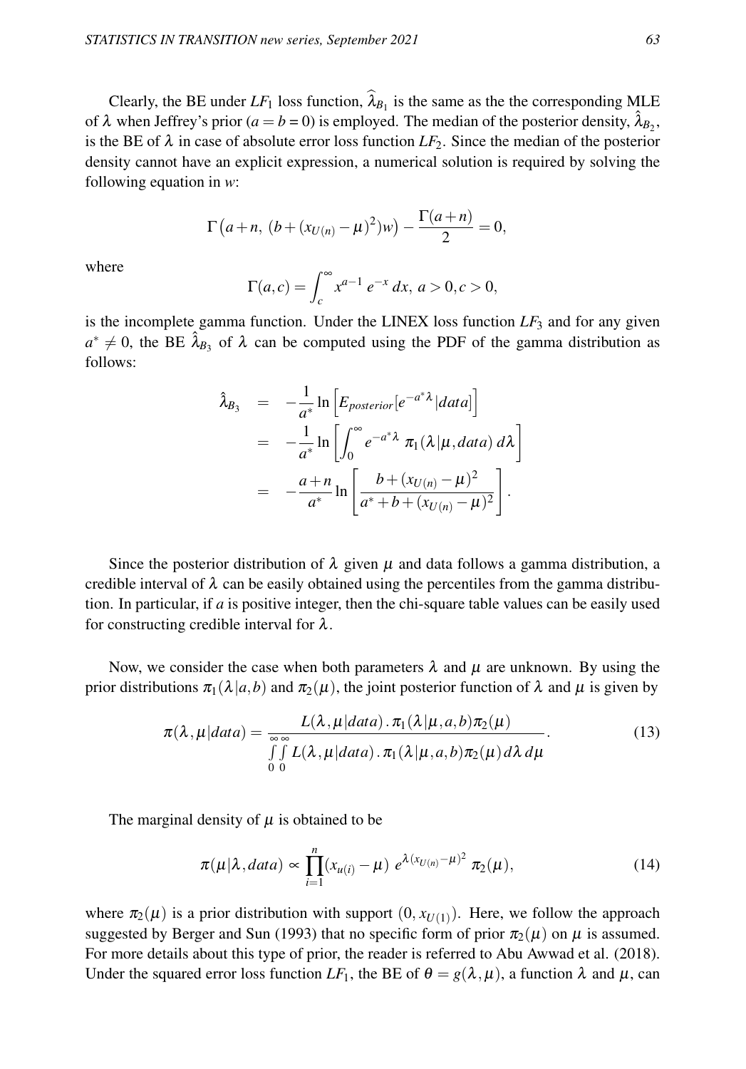Clearly, the BE under $LF_1$ loss function, $\widehat{\lambda}_{B_1}$ is the same as the the corresponding MLE of $\lambda$ when Jeffrey's prior ($a = b = 0$) is employed. The median of the posterior density, $\hat{\lambda}_{B_2}$, is the BE of $\lambda$ in case of absolute error loss function $LF_2$. Since the median of the posterior density cannot have an explicit expression, a numerical solution is required by solving the following equation in $w$:

$$\Gamma\left(a+n,\, (b+(x_{U(n)}-\mu)^2)w\right) - \frac{\Gamma(a+n)}{2} = 0,$$

where

$$\Gamma(a,c) = \int_c^\infty x^{a-1}\, e^{-x}\, dx,\; a>0, c>0,$$

is the incomplete gamma function. Under the LINEX loss function $LF_3$ and for any given $a^* \neq 0$, the BE $\hat{\lambda}_{B_3}$ of $\lambda$ can be computed using the PDF of the gamma distribution as follows:

$$\begin{aligned}
\hat{\lambda}_{B_3} &= -\frac{1}{a^*}\ln\left[E_{posterior}[e^{-a^*\lambda}|data]\right] \\
&= -\frac{1}{a^*}\ln\left[\int_0^\infty e^{-a^*\lambda}\, \pi_1(\lambda|\mu,data)\, d\lambda\right] \\
&= -\frac{a+n}{a^*}\ln\left[\frac{b+(x_{U(n)}-\mu)^2}{a^*+b+(x_{U(n)}-\mu)^2}\right].
\end{aligned}$$

Since the posterior distribution of $\lambda$ given $\mu$ and data follows a gamma distribution, a credible interval of $\lambda$ can be easily obtained using the percentiles from the gamma distribution. In particular, if $a$ is positive integer, then the chi-square table values can be easily used for constructing credible interval for $\lambda$.

Now, we consider the case when both parameters $\lambda$ and $\mu$ are unknown. By using the prior distributions $\pi_1(\lambda|a,b)$ and $\pi_2(\mu)$, the joint posterior function of $\lambda$ and $\mu$ is given by

$$\pi(\lambda,\mu|data) = \frac{L(\lambda,\mu|data)\,.\,\pi_1(\lambda|\mu,a,b)\pi_2(\mu)}{\int_0^\infty\int_0^\infty L(\lambda,\mu|data)\,.\,\pi_1(\lambda|\mu,a,b)\pi_2(\mu)\, d\lambda\, d\mu}. \tag{13}$$

The marginal density of $\mu$ is obtained to be

$$\pi(\mu|\lambda,data) \propto \prod_{i=1}^{n}(x_{u(i)}-\mu)\; e^{\lambda(x_{U(n)}-\mu)^2}\; \pi_2(\mu), \tag{14}$$

where $\pi_2(\mu)$ is a prior distribution with support $(0, x_{U(1)})$. Here, we follow the approach suggested by Berger and Sun (1993) that no specific form of prior $\pi_2(\mu)$ on $\mu$ is assumed. For more details about this type of prior, the reader is referred to Abu Awwad et al. (2018). Under the squared error loss function $LF_1$, the BE of $\theta = g(\lambda,\mu)$, a function $\lambda$ and $\mu$, can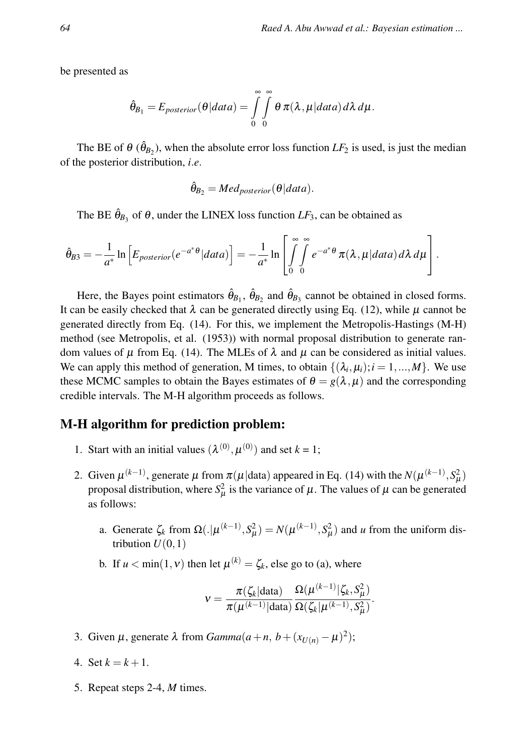be presented as

$$\hat{\theta}_{B_1} = E_{posterior}(\theta|data) = \int_0^\infty \int_0^\infty \theta\, \pi(\lambda,\mu|data)\, d\lambda\, d\mu.$$

The BE of $\theta$ ($\hat{\theta}_{B_2}$), when the absolute error loss function $LF_2$ is used, is just the median of the posterior distribution, *i.e*.

$$\hat{\theta}_{B_2} = Med_{posterior}(\theta|data).$$

The BE $\hat{\theta}_{B_3}$ of $\theta$, under the LINEX loss function $LF_3$, can be obtained as

$$\hat{\theta}_{B3} = -\frac{1}{a^*}\ln\left[E_{posterior}(e^{-a^*\theta}|data)\right] = -\frac{1}{a^*}\ln\left[\int_0^\infty \int_0^\infty e^{-a^*\theta}\, \pi(\lambda,\mu|data)\, d\lambda\, d\mu\right].$$

Here, the Bayes point estimators $\hat{\theta}_{B_1}$, $\hat{\theta}_{B_2}$ and $\hat{\theta}_{B_3}$ cannot be obtained in closed forms. It can be easily checked that $\lambda$ can be generated directly using Eq. (12), while $\mu$ cannot be generated directly from Eq. (14). For this, we implement the Metropolis-Hastings (M-H) method (see Metropolis, et al. (1953)) with normal proposal distribution to generate random values of $\mu$ from Eq. (14). The MLEs of $\lambda$ and $\mu$ can be considered as initial values. We can apply this method of generation, M times, to obtain $\{(\lambda_i,\mu_i); i = 1,...,M\}$. We use these MCMC samples to obtain the Bayes estimates of $\theta = g(\lambda,\mu)$ and the corresponding credible intervals. The M-H algorithm proceeds as follows.

## M-H algorithm for prediction problem:

1. Start with an initial values $(\lambda^{(0)},\mu^{(0)})$ and set $k = 1$;
2. Given $\mu^{(k-1)}$, generate $\mu$ from $\pi(\mu|\text{data})$ appeared in Eq. (14) with the $N(\mu^{(k-1)}, S_\mu^2)$ proposal distribution, where $S_\mu^2$ is the variance of $\mu$. The values of $\mu$ can be generated as follows:
   a. Generate $\zeta_k$ from $\Omega(.|\mu^{(k-1)}, S_\mu^2) = N(\mu^{(k-1)}, S_\mu^2)$ and $u$ from the uniform distribution $U(0,1)$
   b. If $u < \min(1,\nu)$ then let $\mu^{(k)} = \zeta_k$, else go to (a), where
   $$\nu = \frac{\pi(\zeta_k|\text{data})}{\pi(\mu^{(k-1)}|\text{data})}\frac{\Omega(\mu^{(k-1)}|\zeta_k, S_\mu^2)}{\Omega(\zeta_k|\mu^{(k-1)}, S_\mu^2)}.$$
3. Given $\mu$, generate $\lambda$ from $Gamma(a+n,\ b+(x_{U(n)}-\mu)^2)$;
4. Set $k = k+1$.
5. Repeat steps 2-4, $M$ times.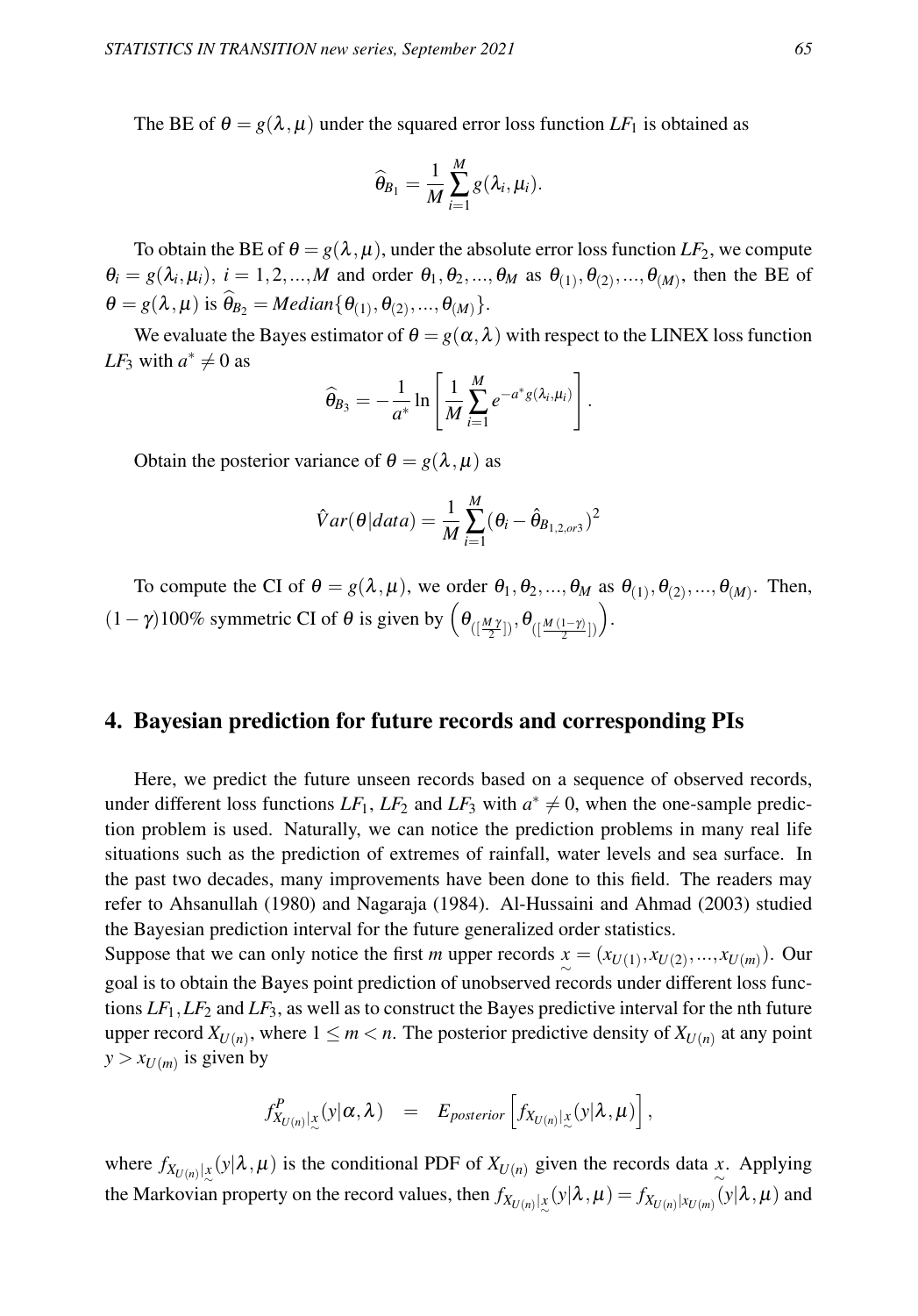The BE of $\theta = g(\lambda, \mu)$ under the squared error loss function $LF_1$ is obtained as

$$\widehat{\theta}_{B_1} = \frac{1}{M} \sum_{i=1}^{M} g(\lambda_i, \mu_i).$$

To obtain the BE of $\theta = g(\lambda, \mu)$, under the absolute error loss function $LF_2$, we compute $\theta_i = g(\lambda_i, \mu_i),\ i = 1, 2, ..., M$ and order $\theta_1, \theta_2, ..., \theta_M$ as $\theta_{(1)}, \theta_{(2)}, ..., \theta_{(M)}$, then the BE of $\theta = g(\lambda, \mu)$ is $\widehat{\theta}_{B_2} = Median\{\theta_{(1)}, \theta_{(2)}, ..., \theta_{(M)}\}$.

We evaluate the Bayes estimator of $\theta = g(\alpha, \lambda)$ with respect to the LINEX loss function $LF_3$ with $a^* \neq 0$ as

$$\widehat{\theta}_{B_3} = -\frac{1}{a^*} \ln \left[ \frac{1}{M} \sum_{i=1}^{M} e^{-a^* g(\lambda_i, \mu_i)} \right].$$

Obtain the posterior variance of $\theta = g(\lambda, \mu)$ as

$$\hat{V}ar(\theta | data) = \frac{1}{M} \sum_{i=1}^{M} (\theta_i - \hat{\theta}_{B_{1,2,or3}})^2$$

To compute the CI of $\theta = g(\lambda, \mu)$, we order $\theta_1, \theta_2, ..., \theta_M$ as $\theta_{(1)}, \theta_{(2)}, ..., \theta_{(M)}$. Then, $(1-\gamma)100\%$ symmetric CI of $\theta$ is given by $\left( \theta_{([\frac{M\gamma}{2}])}, \theta_{([\frac{M(1-\gamma)}{2}])} \right)$.

## 4. Bayesian prediction for future records and corresponding PIs

Here, we predict the future unseen records based on a sequence of observed records, under different loss functions $LF_1$, $LF_2$ and $LF_3$ with $a^* \neq 0$, when the one-sample prediction problem is used. Naturally, we can notice the prediction problems in many real life situations such as the prediction of extremes of rainfall, water levels and sea surface. In the past two decades, many improvements have been done to this field. The readers may refer to Ahsanullah (1980) and Nagaraja (1984). Al-Hussaini and Ahmad (2003) studied the Bayesian prediction interval for the future generalized order statistics.
Suppose that we can only notice the first $m$ upper records $\underset{\sim}{x} = (x_{U(1)}, x_{U(2)}, ..., x_{U(m)})$. Our goal is to obtain the Bayes point prediction of unobserved records under different loss functions $LF_1, LF_2$ and $LF_3$, as well as to construct the Bayes predictive interval for the nth future upper record $X_{U(n)}$, where $1 \leq m < n$. The posterior predictive density of $X_{U(n)}$ at any point $y > x_{U(m)}$ is given by

$$f^P_{X_{U(n)}|\underset{\sim}{x}}(y|\alpha, \lambda) \quad = \quad E_{posterior}\left[ f_{X_{U(n)}|\underset{\sim}{x}}(y|\lambda, \mu) \right],$$

where $f_{X_{U(n)}|\underset{\sim}{x}}(y|\lambda, \mu)$ is the conditional PDF of $X_{U(n)}$ given the records data $\underset{\sim}{x}$. Applying the Markovian property on the record values, then $f_{X_{U(n)}|\underset{\sim}{x}}(y|\lambda, \mu) = f_{X_{U(n)}|x_{U(m)}}(y|\lambda, \mu)$ and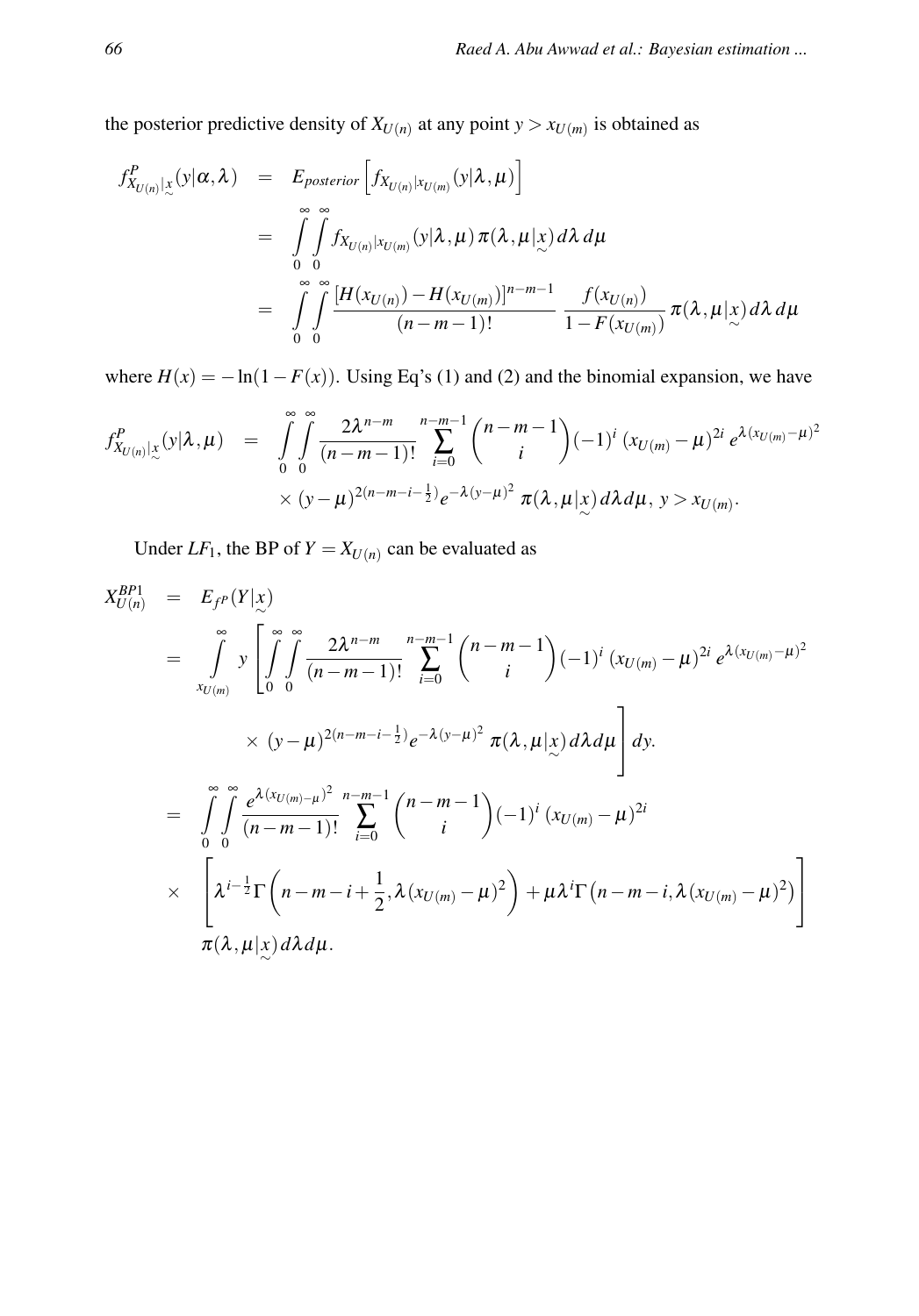the posterior predictive density of $X_{U(n)}$ at any point $y > x_{U(m)}$ is obtained as

$$
\begin{aligned}
f^{P}_{X_{U(n)}|\underset{\sim}{x}}(y|\alpha,\lambda) &= E_{posterior}\left[f_{X_{U(n)}|x_{U(m)}}(y|\lambda,\mu)\right] \\
&= \int_0^\infty\int_0^\infty f_{X_{U(n)}|x_{U(m)}}(y|\lambda,\mu)\,\pi(\lambda,\mu|\underset{\sim}{x})\,d\lambda\,d\mu \\
&= \int_0^\infty\int_0^\infty \frac{[H(x_{U(n)})-H(x_{U(m)})]^{n-m-1}}{(n-m-1)!}\,\frac{f(x_{U(n)})}{1-F(x_{U(m)})}\,\pi(\lambda,\mu|\underset{\sim}{x})\,d\lambda\,d\mu
\end{aligned}
$$

where $H(x) = -\ln(1-F(x))$. Using Eq's (1) and (2) and the binomial expansion, we have

$$
\begin{aligned}
f^{P}_{X_{U(n)}|\underset{\sim}{x}}(y|\lambda,\mu) &= \int_0^\infty\int_0^\infty \frac{2\lambda^{n-m}}{(n-m-1)!}\sum_{i=0}^{n-m-1}\binom{n-m-1}{i}(-1)^i\,(x_{U(m)}-\mu)^{2i}\,e^{\lambda(x_{U(m)}-\mu)^2} \\
&\quad\times (y-\mu)^{2(n-m-i-\frac{1}{2})}e^{-\lambda(y-\mu)^2}\,\pi(\lambda,\mu|\underset{\sim}{x})\,d\lambda d\mu,\; y > x_{U(m)}.
\end{aligned}
$$

Under $LF_1$, the BP of $Y = X_{U(n)}$ can be evaluated as

$$
\begin{aligned}
X^{BP1}_{U(n)} &= E_{f^P}(Y|\underset{\sim}{x}) \\
&= \int_{x_{U(m)}}^\infty y\left[\int_0^\infty\int_0^\infty \frac{2\lambda^{n-m}}{(n-m-1)!}\sum_{i=0}^{n-m-1}\binom{n-m-1}{i}(-1)^i\,(x_{U(m)}-\mu)^{2i}\,e^{\lambda(x_{U(m)}-\mu)^2}\right. \\
&\qquad\left.\times\,(y-\mu)^{2(n-m-i-\frac{1}{2})}e^{-\lambda(y-\mu)^2}\,\pi(\lambda,\mu|\underset{\sim}{x})\,d\lambda d\mu\right]dy. \\
&= \int_0^\infty\int_0^\infty \frac{e^{\lambda(x_{U(m)}-\mu)^2}}{(n-m-1)!}\sum_{i=0}^{n-m-1}\binom{n-m-1}{i}(-1)^i\,(x_{U(m)}-\mu)^{2i} \\
&\times\left[\lambda^{i-\frac{1}{2}}\Gamma\left(n-m-i+\frac{1}{2},\lambda(x_{U(m)}-\mu)^2\right)+\mu\lambda^i\Gamma\left(n-m-i,\lambda(x_{U(m)}-\mu)^2\right)\right] \\
&\quad\pi(\lambda,\mu|\underset{\sim}{x})\,d\lambda d\mu.
\end{aligned}
$$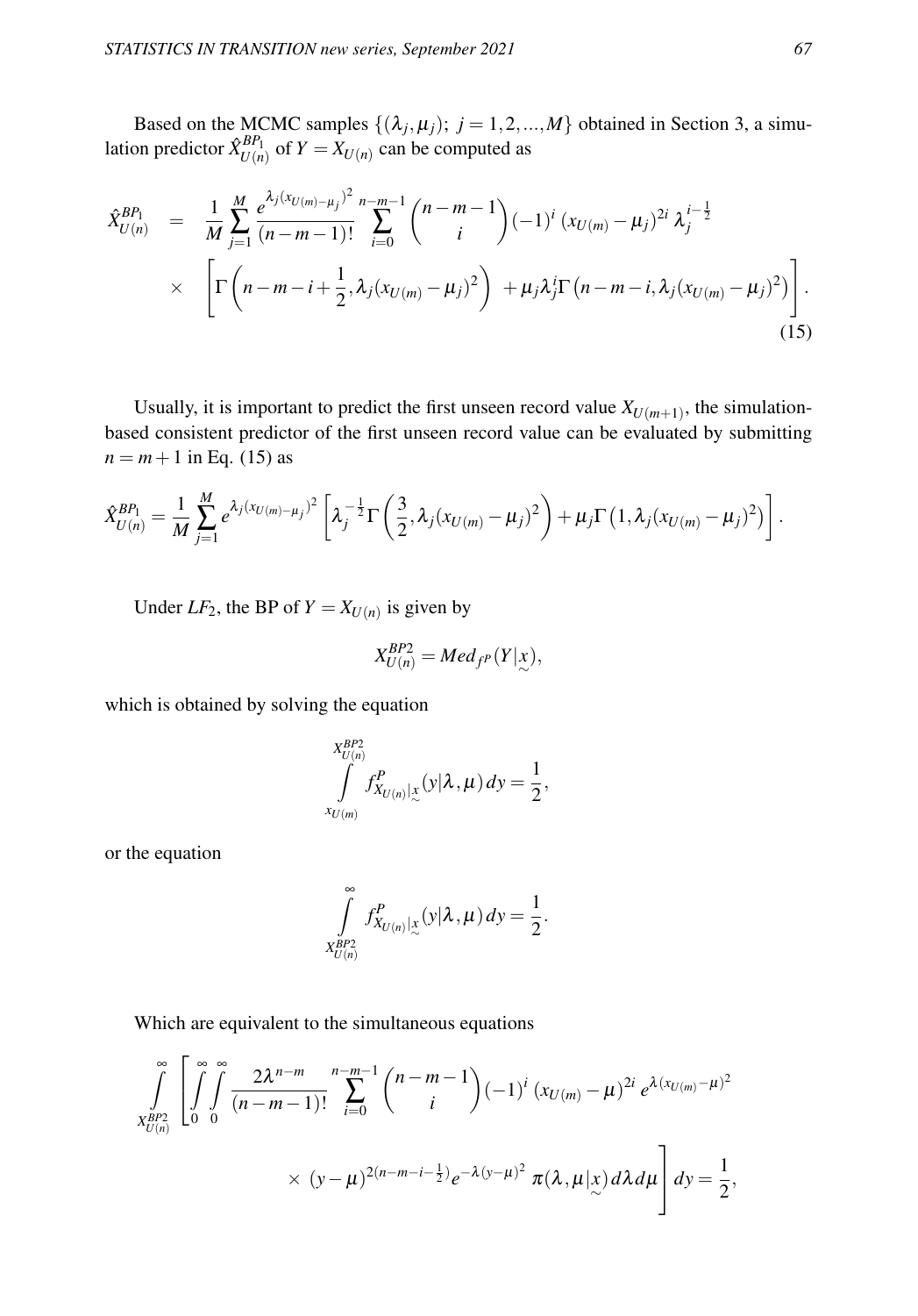Based on the MCMC samples $\{(\lambda_j, \mu_j);\ j = 1, 2, ..., M\}$ obtained in Section 3, a simulation predictor $\hat{X}^{BP_1}_{U(n)}$ of $Y = X_{U(n)}$ can be computed as

$$
\begin{aligned}
\hat{X}^{BP_1}_{U(n)} &= \frac{1}{M}\sum_{j=1}^{M} \frac{e^{\lambda_j (x_{U(m)}-\mu_j)^2}}{(n-m-1)!} \sum_{i=0}^{n-m-1} \binom{n-m-1}{i} (-1)^i \, (x_{U(m)}-\mu_j)^{2i} \, \lambda_j^{\,i-\frac{1}{2}} \\
&\times \left[ \Gamma\left(n-m-i+\frac{1}{2}, \lambda_j (x_{U(m)}-\mu_j)^2\right) + \mu_j \lambda_j^i \Gamma\left(n-m-i, \lambda_j (x_{U(m)}-\mu_j)^2\right) \right].
\end{aligned} \tag{15}
$$

Usually, it is important to predict the first unseen record value $X_{U(m+1)}$, the simulation-based consistent predictor of the first unseen record value can be evaluated by submitting $n = m+1$ in Eq. (15) as

$$
\hat{X}^{BP_1}_{U(n)} = \frac{1}{M}\sum_{j=1}^{M} e^{\lambda_j (x_{U(m)}-\mu_j)^2} \left[ \lambda_j^{-\frac{1}{2}} \Gamma\left(\frac{3}{2}, \lambda_j (x_{U(m)}-\mu_j)^2\right) + \mu_j \Gamma\left(1, \lambda_j (x_{U(m)}-\mu_j)^2\right) \right].
$$

Under $LF_2$, the BP of $Y = X_{U(n)}$ is given by

$$
X^{BP2}_{U(n)} = Med_{f^P}(Y|\underset{\sim}{x}),
$$

which is obtained by solving the equation

$$
\int_{x_{U(m)}}^{X^{BP2}_{U(n)}} f^P_{X_{U(n)}|\underset{\sim}{x}}(y|\lambda,\mu)\, dy = \frac{1}{2},
$$

or the equation

$$
\int_{X^{BP2}_{U(n)}}^{\infty} f^P_{X_{U(n)}|\underset{\sim}{x}}(y|\lambda,\mu)\, dy = \frac{1}{2}.
$$

Which are equivalent to the simultaneous equations

$$
\begin{aligned}
\int_{X^{BP2}_{U(n)}}^{\infty} \Bigg[ \int_0^\infty \int_0^\infty \frac{2\lambda^{n-m}}{(n-m-1)!} \sum_{i=0}^{n-m-1} \binom{n-m-1}{i} (-1)^i \, (x_{U(m)}-\mu)^{2i} \, e^{\lambda (x_{U(m)}-\mu)^2} \\
\times \, (y-\mu)^{2(n-m-i-\frac{1}{2})} e^{-\lambda (y-\mu)^2} \, \pi(\lambda, \mu|\underset{\sim}{x})\, d\lambda\, d\mu \Bigg] dy = \frac{1}{2},
\end{aligned}
$$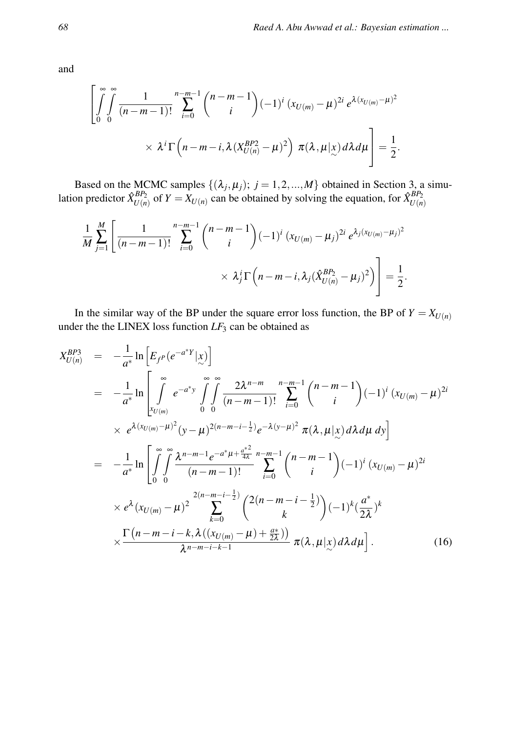and

$$\left[\int_0^{\infty}\int_0^{\infty} \frac{1}{(n-m-1)!} \sum_{i=0}^{n-m-1} \binom{n-m-1}{i} (-1)^i \, (x_{U(m)}-\mu)^{2i} \, e^{\lambda(x_{U(m)}-\mu)^2} \times \lambda^i \, \Gamma\left(n-m-i, \lambda(X_{U(n)}^{BP2}-\mu)^2\right) \, \pi(\lambda,\mu|\underset{\sim}{x}) \, d\lambda \, d\mu\right] = \frac{1}{2}.$$

Based on the MCMC samples $\{(\lambda_j,\mu_j);\ j=1,2,...,M\}$ obtained in Section 3, a simulation predictor $\hat{X}_{U(n)}^{BP_2}$ of $Y = X_{U(n)}$ can be obtained by solving the equation, for $\hat{X}_{U(n)}^{BP_2}$

$$\frac{1}{M}\sum_{j=1}^{M}\left[\frac{1}{(n-m-1)!} \sum_{i=0}^{n-m-1} \binom{n-m-1}{i} (-1)^i \, (x_{U(m)}-\mu_j)^{2i} \, e^{\lambda_j(x_{U(m)}-\mu_j)^2} \times \lambda_j^i \, \Gamma\left(n-m-i, \lambda_j(\hat{X}_{U(n)}^{BP_2}-\mu_j)^2\right)\right] = \frac{1}{2}.$$

In the similar way of the BP under the square error loss function, the BP of $Y = X_{U(n)}$ under the the LINEX loss function $LF_3$ can be obtained as

$$\begin{aligned}
X_{U(n)}^{BP3} &= -\frac{1}{a^*}\ln\left[E_{f^P}(e^{-a^*Y}|\underset{\sim}{x})\right] \\
&= -\frac{1}{a^*}\ln\left[\int_{x_{U(m)}}^{\infty} e^{-a^*y} \int_0^{\infty}\int_0^{\infty} \frac{2\lambda^{n-m}}{(n-m-1)!} \sum_{i=0}^{n-m-1} \binom{n-m-1}{i} (-1)^i \, (x_{U(m)}-\mu)^{2i} \right. \\
&\quad \left. \times \, e^{\lambda(x_{U(m)}-\mu)^2} (y-\mu)^{2(n-m-i-\frac{1}{2})} e^{-\lambda(y-\mu)^2} \, \pi(\lambda,\mu|\underset{\sim}{x}) \, d\lambda \, d\mu \, dy\right] \\
&= -\frac{1}{a^*}\ln\left[\int_0^{\infty}\int_0^{\infty} \frac{\lambda^{n-m-1} e^{-a^*\mu+\frac{a^{*2}}{4\lambda}}}{(n-m-1)!} \sum_{i=0}^{n-m-1} \binom{n-m-1}{i} (-1)^i \, (x_{U(m)}-\mu)^{2i} \right. \\
&\quad \times e^{\lambda}(x_{U(m)}-\mu)^2 \sum_{k=0}^{2(n-m-i-\frac{1}{2})} \binom{2(n-m-i-\frac{1}{2})}{k} (-1)^k (\frac{a^*}{2\lambda})^k \\
&\quad \left. \times \frac{\Gamma\left(n-m-i-k, \lambda((x_{U(m)}-\mu)+\frac{a*}{2\lambda})\right)}{\lambda^{n-m-i-k-1}} \, \pi(\lambda,\mu|\underset{\sim}{x}) \, d\lambda \, d\mu\right]. \qquad (16)
\end{aligned}$$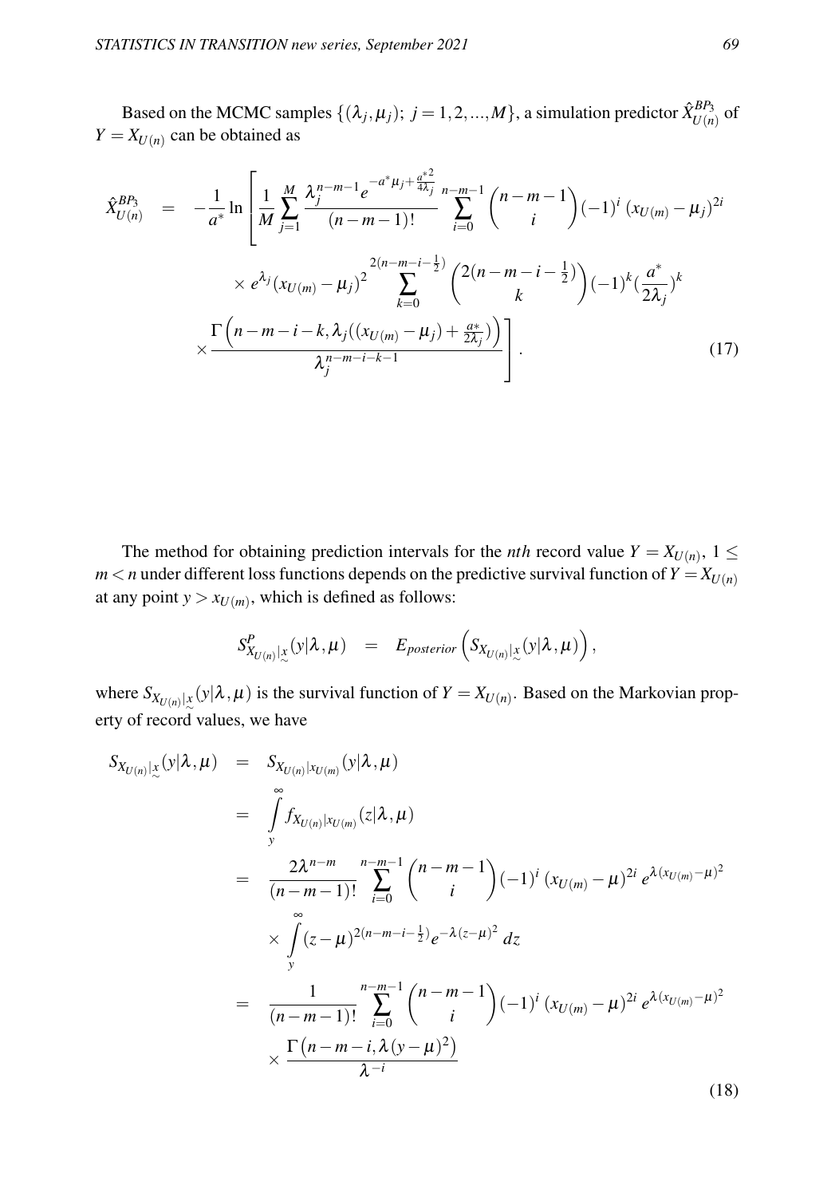Based on the MCMC samples $\{(\lambda_j, \mu_j);\ j = 1, 2, ..., M\}$, a simulation predictor $\hat{X}^{BP_3}_{U(n)}$ of $Y = X_{U(n)}$ can be obtained as

$$
\begin{aligned}
\hat{X}^{BP_3}_{U(n)} \quad = \quad & -\frac{1}{a^*} \ln \left[ \frac{1}{M} \sum_{j=1}^{M} \frac{\lambda_j^{n-m-1} e^{-a^* \mu_j + \frac{a^{*2}}{4\lambda_j}}}{(n-m-1)!} \sum_{i=0}^{n-m-1} \binom{n-m-1}{i} (-1)^i \, (x_{U(m)} - \mu_j)^{2i} \right. \\
& \times e^{\lambda_j} (x_{U(m)} - \mu_j)^2 \sum_{k=0}^{2(n-m-i-\frac{1}{2})} \binom{2(n-m-i-\frac{1}{2})}{k} (-1)^k (\frac{a^*}{2\lambda_j})^k \\
& \left. \times \frac{\Gamma\Big(n-m-i-k, \lambda_j((x_{U(m)} - \mu_j) + \frac{a*}{2\lambda_j})\Big)}{\lambda_j^{n-m-i-k-1}} \right]. \qquad (17)
\end{aligned}
$$

The method for obtaining prediction intervals for the *nth* record value $Y = X_{U(n)}$, $1 \leq m < n$ under different loss functions depends on the predictive survival function of $Y = X_{U(n)}$ at any point $y > x_{U(m)}$, which is defined as follows:

$$
S^P_{X_{U(n)}|\underset{\sim}{x}}(y|\lambda, \mu) \quad = \quad E_{posterior}\left( S_{X_{U(n)}|\underset{\sim}{x}}(y|\lambda, \mu) \right),
$$

where $S_{X_{U(n)}|\underset{\sim}{x}}(y|\lambda, \mu)$ is the survival function of $Y = X_{U(n)}$. Based on the Markovian property of record values, we have

$$
\begin{aligned}
S_{X_{U(n)}|\underset{\sim}{x}}(y|\lambda, \mu) \quad &= \quad S_{X_{U(n)}|x_{U(m)}}(y|\lambda, \mu) \\
&= \quad \int_y^\infty f_{X_{U(n)}|x_{U(m)}}(z|\lambda, \mu) \\
&= \quad \frac{2\lambda^{n-m}}{(n-m-1)!} \sum_{i=0}^{n-m-1} \binom{n-m-1}{i} (-1)^i \, (x_{U(m)} - \mu)^{2i} \, e^{\lambda (x_{U(m)} - \mu)^2} \\
& \quad \times \int_y^\infty (z-\mu)^{2(n-m-i-\frac{1}{2})} e^{-\lambda (z-\mu)^2} \, dz \\
&= \quad \frac{1}{(n-m-1)!} \sum_{i=0}^{n-m-1} \binom{n-m-1}{i} (-1)^i \, (x_{U(m)} - \mu)^{2i} \, e^{\lambda (x_{U(m)} - \mu)^2} \\
& \quad \times \frac{\Gamma\big(n-m-i, \lambda (y-\mu)^2\big)}{\lambda^{-i}} \qquad (18)
\end{aligned}
$$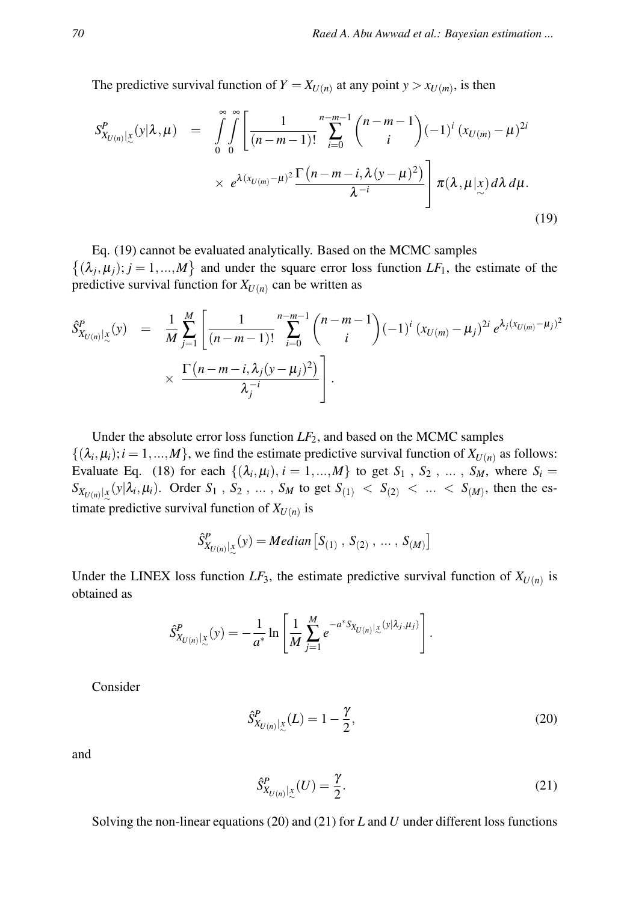The predictive survival function of $Y = X_{U(n)}$ at any point $y > x_{U(m)}$, is then

$$S^P_{X_{U(n)}|\underset{\sim}{x}}(y|\lambda,\mu) = \int_0^\infty \int_0^\infty \left[ \frac{1}{(n-m-1)!} \sum_{i=0}^{n-m-1} \binom{n-m-1}{i} (-1)^i \left(x_{U(m)} - \mu\right)^{2i} \times e^{\lambda (x_{U(m)} - \mu)^2} \frac{\Gamma\left(n-m-i, \lambda (y-\mu)^2\right)}{\lambda^{-i}} \right] \pi(\lambda,\mu|\underset{\sim}{x})\, d\lambda\, d\mu. \tag{19}$$

Eq. (19) cannot be evaluated analytically. Based on the MCMC samples $\{(\lambda_j,\mu_j); j=1,...,M\}$ and under the square error loss function $LF_1$, the estimate of the predictive survival function for $X_{U(n)}$ can be written as

$$\hat{S}^P_{X_{U(n)}|\underset{\sim}{x}}(y) = \frac{1}{M} \sum_{j=1}^{M} \left[ \frac{1}{(n-m-1)!} \sum_{i=0}^{n-m-1} \binom{n-m-1}{i} (-1)^i \left(x_{U(m)} - \mu_j\right)^{2i} e^{\lambda_j (x_{U(m)} - \mu_j)^2} \times \frac{\Gamma\left(n-m-i, \lambda_j (y-\mu_j)^2\right)}{\lambda_j^{-i}} \right].$$

Under the absolute error loss function $LF_2$, and based on the MCMC samples $\{(\lambda_i,\mu_i); i=1,...,M\}$, we find the estimate predictive survival function of $X_{U(n)}$ as follows: Evaluate Eq. (18) for each $\{(\lambda_i,\mu_i), i=1,...,M\}$ to get $S_1, S_2, ..., S_M$, where $S_i = S_{X_{U(n)}|\underset{\sim}{x}}(y|\lambda_i,\mu_i)$. Order $S_1, S_2, ..., S_M$ to get $S_{(1)} < S_{(2)} < ... < S_{(M)}$, then the estimate predictive survival function of $X_{U(n)}$ is

$$\hat{S}^P_{X_{U(n)}|\underset{\sim}{x}}(y) = Median\left[S_{(1)}, S_{(2)}, ..., S_{(M)}\right]$$

Under the LINEX loss function $LF_3$, the estimate predictive survival function of $X_{U(n)}$ is obtained as

$$\hat{S}^P_{X_{U(n)}|\underset{\sim}{x}}(y) = -\frac{1}{a^*} \ln \left[ \frac{1}{M} \sum_{j=1}^{M} e^{-a^* S_{X_{U(n)}|\underset{\sim}{x}}(y|\lambda_j,\mu_j)} \right].$$

Consider

$$\hat{S}^P_{X_{U(n)}|\underset{\sim}{x}}(L) = 1 - \frac{\gamma}{2}, \tag{20}$$

and

$$\hat{S}^P_{X_{U(n)}|\underset{\sim}{x}}(U) = \frac{\gamma}{2}. \tag{21}$$

Solving the non-linear equations (20) and (21) for $L$ and $U$ under different loss functions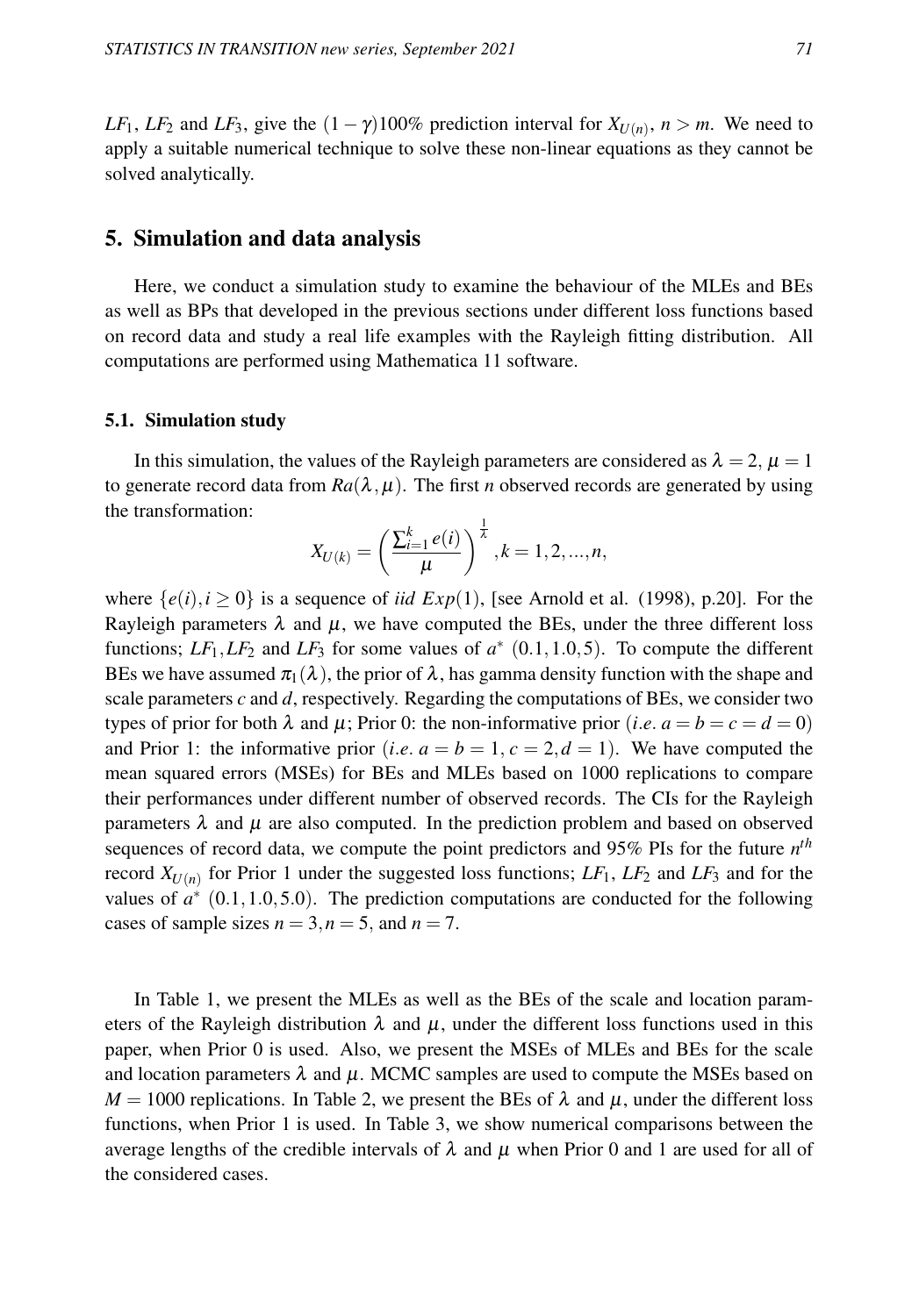$LF_1$, $LF_2$ and $LF_3$, give the $(1-\gamma)100\%$ prediction interval for $X_{U(n)}$, $n > m$. We need to apply a suitable numerical technique to solve these non-linear equations as they cannot be solved analytically.

## 5. Simulation and data analysis

Here, we conduct a simulation study to examine the behaviour of the MLEs and BEs as well as BPs that developed in the previous sections under different loss functions based on record data and study a real life examples with the Rayleigh fitting distribution. All computations are performed using Mathematica 11 software.

### 5.1. Simulation study

In this simulation, the values of the Rayleigh parameters are considered as $\lambda = 2$, $\mu = 1$ to generate record data from $Ra(\lambda, \mu)$. The first $n$ observed records are generated by using the transformation:

$$X_{U(k)} = \left(\frac{\sum_{i=1}^{k} e(i)}{\mu}\right)^{\frac{1}{\lambda}}, k = 1, 2, ..., n,$$

where $\{e(i), i \geq 0\}$ is a sequence of *iid* $Exp(1)$, [see Arnold et al. (1998), p.20]. For the Rayleigh parameters $\lambda$ and $\mu$, we have computed the BEs, under the three different loss functions; $LF_1, LF_2$ and $LF_3$ for some values of $a^*$ $(0.1, 1.0, 5)$. To compute the different BEs we have assumed $\pi_1(\lambda)$, the prior of $\lambda$, has gamma density function with the shape and scale parameters $c$ and $d$, respectively. Regarding the computations of BEs, we consider two types of prior for both $\lambda$ and $\mu$; Prior 0: the non-informative prior $(i.e.\ a = b = c = d = 0)$ and Prior 1: the informative prior $(i.e.\ a = b = 1, c = 2, d = 1)$. We have computed the mean squared errors (MSEs) for BEs and MLEs based on 1000 replications to compare their performances under different number of observed records. The CIs for the Rayleigh parameters $\lambda$ and $\mu$ are also computed. In the prediction problem and based on observed sequences of record data, we compute the point predictors and 95% PIs for the future $n^{th}$ record $X_{U(n)}$ for Prior 1 under the suggested loss functions; $LF_1$, $LF_2$ and $LF_3$ and for the values of $a^*$ $(0.1, 1.0, 5.0)$. The prediction computations are conducted for the following cases of sample sizes $n = 3, n = 5$, and $n = 7$.

In Table 1, we present the MLEs as well as the BEs of the scale and location parameters of the Rayleigh distribution $\lambda$ and $\mu$, under the different loss functions used in this paper, when Prior 0 is used. Also, we present the MSEs of MLEs and BEs for the scale and location parameters $\lambda$ and $\mu$. MCMC samples are used to compute the MSEs based on $M = 1000$ replications. In Table 2, we present the BEs of $\lambda$ and $\mu$, under the different loss functions, when Prior 1 is used. In Table 3, we show numerical comparisons between the average lengths of the credible intervals of $\lambda$ and $\mu$ when Prior 0 and 1 are used for all of the considered cases.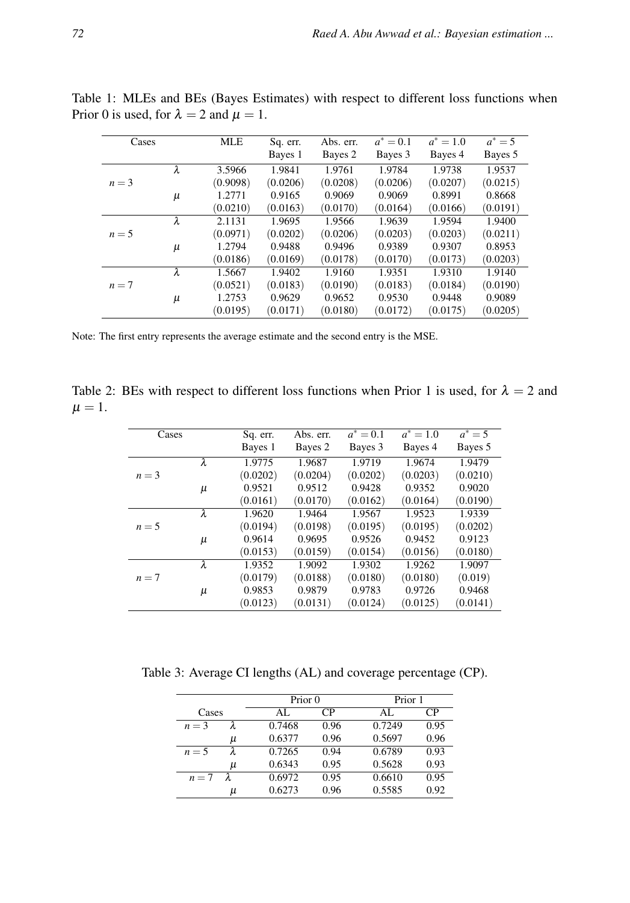Table 1: MLEs and BEs (Bayes Estimates) with respect to different loss functions when Prior 0 is used, for $\lambda = 2$ and $\mu = 1$.

| Cases | | MLE | Sq. err. Bayes 1 | Abs. err. Bayes 2 | $a^* = 0.1$ Bayes 3 | $a^* = 1.0$ Bayes 4 | $a^* = 5$ Bayes 5 |
|---|---|---|---|---|---|---|---|
| $n = 3$ | $\lambda$ | 3.5966 | 1.9841 | 1.9761 | 1.9784 | 1.9738 | 1.9537 |
| | | (0.9098) | (0.0206) | (0.0208) | (0.0206) | (0.0207) | (0.0215) |
| | $\mu$ | 1.2771 | 0.9165 | 0.9069 | 0.9069 | 0.8991 | 0.8668 |
| | | (0.0210) | (0.0163) | (0.0170) | (0.0164) | (0.0166) | (0.0191) |
| $n = 5$ | $\lambda$ | 2.1131 | 1.9695 | 1.9566 | 1.9639 | 1.9594 | 1.9400 |
| | | (0.0971) | (0.0202) | (0.0206) | (0.0203) | (0.0203) | (0.0211) |
| | $\mu$ | 1.2794 | 0.9488 | 0.9496 | 0.9389 | 0.9307 | 0.8953 |
| | | (0.0186) | (0.0169) | (0.0178) | (0.0170) | (0.0173) | (0.0203) |
| $n = 7$ | $\lambda$ | 1.5667 | 1.9402 | 1.9160 | 1.9351 | 1.9310 | 1.9140 |
| | | (0.0521) | (0.0183) | (0.0190) | (0.0183) | (0.0184) | (0.0190) |
| | $\mu$ | 1.2753 | 0.9629 | 0.9652 | 0.9530 | 0.9448 | 0.9089 |
| | | (0.0195) | (0.0171) | (0.0180) | (0.0172) | (0.0175) | (0.0205) |

Note: The first entry represents the average estimate and the second entry is the MSE.

Table 2: BEs with respect to different loss functions when Prior 1 is used, for $\lambda = 2$ and $\mu = 1$.

| Cases | | Sq. err. Bayes 1 | Abs. err. Bayes 2 | $a^* = 0.1$ Bayes 3 | $a^* = 1.0$ Bayes 4 | $a^* = 5$ Bayes 5 |
|---|---|---|---|---|---|---|
| $n = 3$ | $\lambda$ | 1.9775 | 1.9687 | 1.9719 | 1.9674 | 1.9479 |
| | | (0.0202) | (0.0204) | (0.0202) | (0.0203) | (0.0210) |
| | $\mu$ | 0.9521 | 0.9512 | 0.9428 | 0.9352 | 0.9020 |
| | | (0.0161) | (0.0170) | (0.0162) | (0.0164) | (0.0190) |
| $n = 5$ | $\lambda$ | 1.9620 | 1.9464 | 1.9567 | 1.9523 | 1.9339 |
| | | (0.0194) | (0.0198) | (0.0195) | (0.0195) | (0.0202) |
| | $\mu$ | 0.9614 | 0.9695 | 0.9526 | 0.9452 | 0.9123 |
| | | (0.0153) | (0.0159) | (0.0154) | (0.0156) | (0.0180) |
| $n = 7$ | $\lambda$ | 1.9352 | 1.9092 | 1.9302 | 1.9262 | 1.9097 |
| | | (0.0179) | (0.0188) | (0.0180) | (0.0180) | (0.019) |
| | $\mu$ | 0.9853 | 0.9879 | 0.9783 | 0.9726 | 0.9468 |
| | | (0.0123) | (0.0131) | (0.0124) | (0.0125) | (0.0141) |

Table 3: Average CI lengths (AL) and coverage percentage (CP).

| | | Prior 0 | | Prior 1 | |
|---|---|---|---|---|---|
| Cases | | AL | CP | AL | CP |
| $n = 3$ | $\lambda$ | 0.7468 | 0.96 | 0.7249 | 0.95 |
| | $\mu$ | 0.6377 | 0.96 | 0.5697 | 0.96 |
| $n = 5$ | $\lambda$ | 0.7265 | 0.94 | 0.6789 | 0.93 |
| | $\mu$ | 0.6343 | 0.95 | 0.5628 | 0.93 |
| $n = 7$ | $\lambda$ | 0.6972 | 0.95 | 0.6610 | 0.95 |
| | $\mu$ | 0.6273 | 0.96 | 0.5585 | 0.92 |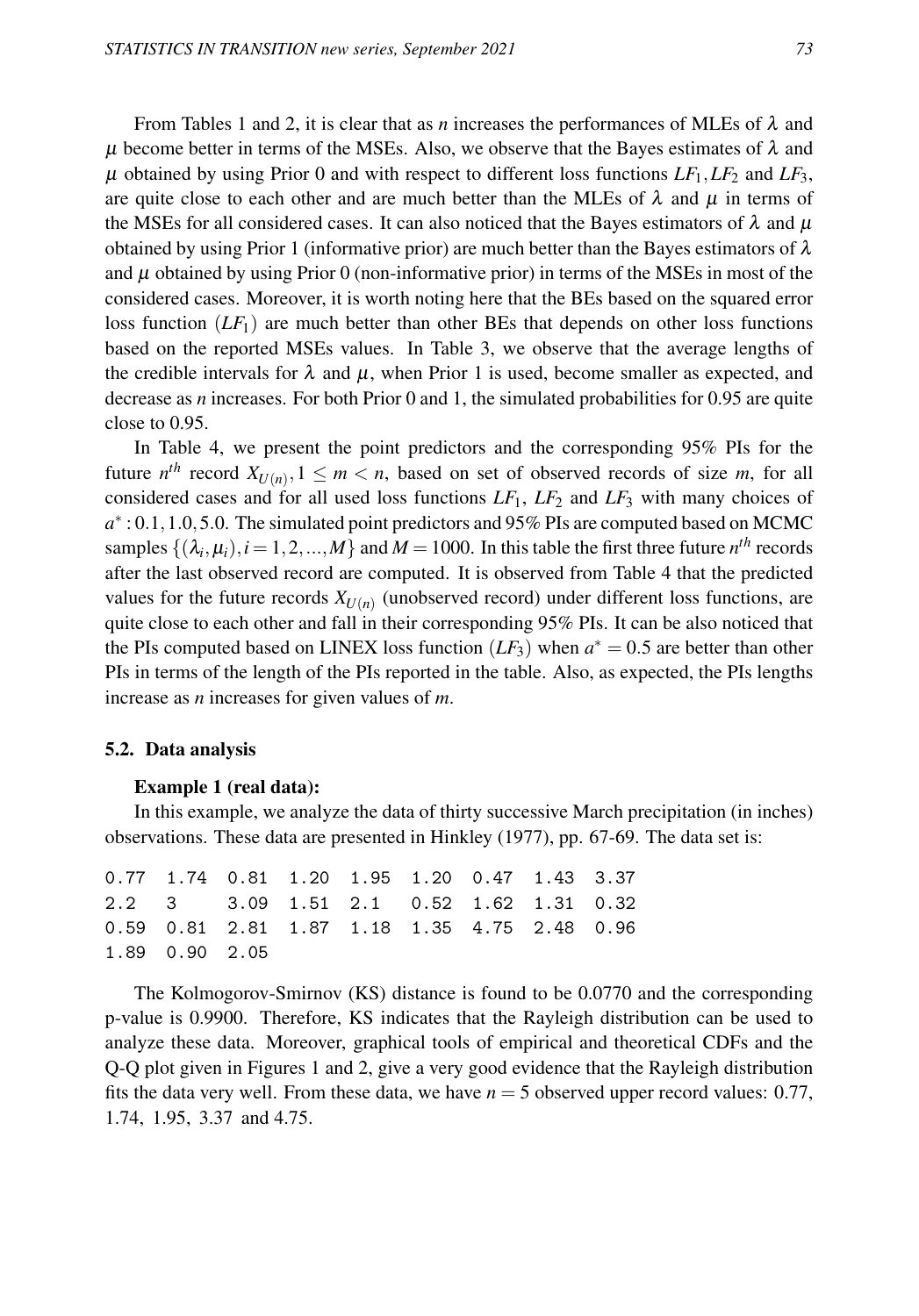From Tables 1 and 2, it is clear that as *n* increases the performances of MLEs of $\lambda$ and $\mu$ become better in terms of the MSEs. Also, we observe that the Bayes estimates of $\lambda$ and $\mu$ obtained by using Prior 0 and with respect to different loss functions $LF_1, LF_2$ and $LF_3$, are quite close to each other and are much better than the MLEs of $\lambda$ and $\mu$ in terms of the MSEs for all considered cases. It can also noticed that the Bayes estimators of $\lambda$ and $\mu$ obtained by using Prior 1 (informative prior) are much better than the Bayes estimators of $\lambda$ and $\mu$ obtained by using Prior 0 (non-informative prior) in terms of the MSEs in most of the considered cases. Moreover, it is worth noting here that the BEs based on the squared error loss function $(LF_1)$ are much better than other BEs that depends on other loss functions based on the reported MSEs values. In Table 3, we observe that the average lengths of the credible intervals for $\lambda$ and $\mu$, when Prior 1 is used, become smaller as expected, and decrease as *n* increases. For both Prior 0 and 1, the simulated probabilities for 0.95 are quite close to 0.95.

In Table 4, we present the point predictors and the corresponding 95% PIs for the future $n^{th}$ record $X_{U(n)}, 1 \leq m < n$, based on set of observed records of size *m*, for all considered cases and for all used loss functions $LF_1$, $LF_2$ and $LF_3$ with many choices of $a^* : 0.1, 1.0, 5.0$. The simulated point predictors and 95% PIs are computed based on MCMC samples $\{(\lambda_i, \mu_i), i = 1, 2, ..., M\}$ and $M = 1000$. In this table the first three future $n^{th}$ records after the last observed record are computed. It is observed from Table 4 that the predicted values for the future records $X_{U(n)}$ (unobserved record) under different loss functions, are quite close to each other and fall in their corresponding 95% PIs. It can be also noticed that the PIs computed based on LINEX loss function $(LF_3)$ when $a^* = 0.5$ are better than other PIs in terms of the length of the PIs reported in the table. Also, as expected, the PIs lengths increase as *n* increases for given values of *m*.

### 5.2. Data analysis

**Example 1 (real data):**

In this example, we analyze the data of thirty successive March precipitation (in inches) observations. These data are presented in Hinkley (1977), pp. 67-69. The data set is:

```
0.77  1.74  0.81  1.20  1.95  1.20  0.47  1.43  3.37
2.2   3     3.09  1.51  2.1   0.52  1.62  1.31  0.32
0.59  0.81  2.81  1.87  1.18  1.35  4.75  2.48  0.96
1.89  0.90  2.05
```

The Kolmogorov-Smirnov (KS) distance is found to be 0.0770 and the corresponding p-value is 0.9900. Therefore, KS indicates that the Rayleigh distribution can be used to analyze these data. Moreover, graphical tools of empirical and theoretical CDFs and the Q-Q plot given in Figures 1 and 2, give a very good evidence that the Rayleigh distribution fits the data very well. From these data, we have $n = 5$ observed upper record values: 0.77, 1.74, 1.95, 3.37 and 4.75.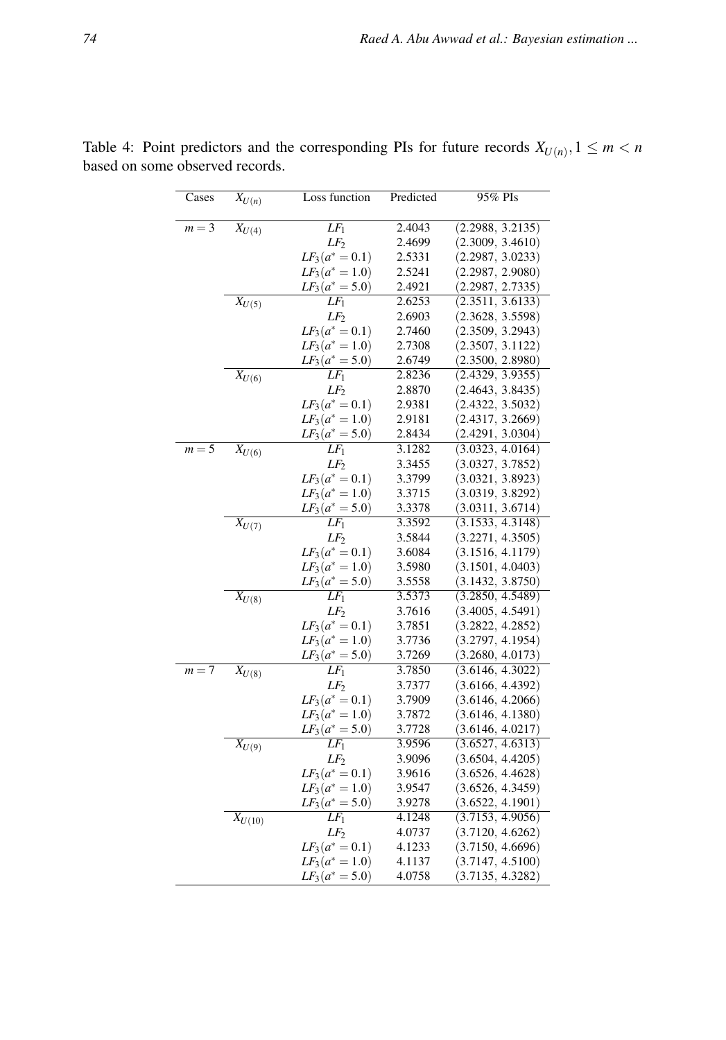Table 4: Point predictors and the corresponding PIs for future records $X_{U(n)}, 1 \leq m < n$ based on some observed records.

| Cases | $X_{U(n)}$ | Loss function | Predicted | 95% PIs |
|---|---|---|---|---|
| $m=3$ | $X_{U(4)}$ | $LF_1$ | 2.4043 | (2.2988, 3.2135) |
| | | $LF_2$ | 2.4699 | (2.3009, 3.4610) |
| | | $LF_3(a^*=0.1)$ | 2.5331 | (2.2987, 3.0233) |
| | | $LF_3(a^*=1.0)$ | 2.5241 | (2.2987, 2.9080) |
| | | $LF_3(a^*=5.0)$ | 2.4921 | (2.2987, 2.7335) |
| | $X_{U(5)}$ | $LF_1$ | 2.6253 | (2.3511, 3.6133) |
| | | $LF_2$ | 2.6903 | (2.3628, 3.5598) |
| | | $LF_3(a^*=0.1)$ | 2.7460 | (2.3509, 3.2943) |
| | | $LF_3(a^*=1.0)$ | 2.7308 | (2.3507, 3.1122) |
| | | $LF_3(a^*=5.0)$ | 2.6749 | (2.3500, 2.8980) |
| | $X_{U(6)}$ | $LF_1$ | 2.8236 | (2.4329, 3.9355) |
| | | $LF_2$ | 2.8870 | (2.4643, 3.8435) |
| | | $LF_3(a^*=0.1)$ | 2.9381 | (2.4322, 3.5032) |
| | | $LF_3(a^*=1.0)$ | 2.9181 | (2.4317, 3.2669) |
| | | $LF_3(a^*=5.0)$ | 2.8434 | (2.4291, 3.0304) |
| $m=5$ | $X_{U(6)}$ | $LF_1$ | 3.1282 | (3.0323, 4.0164) |
| | | $LF_2$ | 3.3455 | (3.0327, 3.7852) |
| | | $LF_3(a^*=0.1)$ | 3.3799 | (3.0321, 3.8923) |
| | | $LF_3(a^*=1.0)$ | 3.3715 | (3.0319, 3.8292) |
| | | $LF_3(a^*=5.0)$ | 3.3378 | (3.0311, 3.6714) |
| | $X_{U(7)}$ | $LF_1$ | 3.3592 | (3.1533, 4.3148) |
| | | $LF_2$ | 3.5844 | (3.2271, 4.3505) |
| | | $LF_3(a^*=0.1)$ | 3.6084 | (3.1516, 4.1179) |
| | | $LF_3(a^*=1.0)$ | 3.5980 | (3.1501, 4.0403) |
| | | $LF_3(a^*=5.0)$ | 3.5558 | (3.1432, 3.8750) |
| | $X_{U(8)}$ | $LF_1$ | 3.5373 | (3.2850, 4.5489) |
| | | $LF_2$ | 3.7616 | (3.4005, 4.5491) |
| | | $LF_3(a^*=0.1)$ | 3.7851 | (3.2822, 4.2852) |
| | | $LF_3(a^*=1.0)$ | 3.7736 | (3.2797, 4.1954) |
| | | $LF_3(a^*=5.0)$ | 3.7269 | (3.2680, 4.0173) |
| $m=7$ | $X_{U(8)}$ | $LF_1$ | 3.7850 | (3.6146, 4.3022) |
| | | $LF_2$ | 3.7377 | (3.6166, 4.4392) |
| | | $LF_3(a^*=0.1)$ | 3.7909 | (3.6146, 4.2066) |
| | | $LF_3(a^*=1.0)$ | 3.7872 | (3.6146, 4.1380) |
| | | $LF_3(a^*=5.0)$ | 3.7728 | (3.6146, 4.0217) |
| | $X_{U(9)}$ | $LF_1$ | 3.9596 | (3.6527, 4.6313) |
| | | $LF_2$ | 3.9096 | (3.6504, 4.4205) |
| | | $LF_3(a^*=0.1)$ | 3.9616 | (3.6526, 4.4628) |
| | | $LF_3(a^*=1.0)$ | 3.9547 | (3.6526, 4.3459) |
| | | $LF_3(a^*=5.0)$ | 3.9278 | (3.6522, 4.1901) |
| | $X_{U(10)}$ | $LF_1$ | 4.1248 | (3.7153, 4.9056) |
| | | $LF_2$ | 4.0737 | (3.7120, 4.6262) |
| | | $LF_3(a^*=0.1)$ | 4.1233 | (3.7150, 4.6696) |
| | | $LF_3(a^*=1.0)$ | 4.1137 | (3.7147, 4.5100) |
| | | $LF_3(a^*=5.0)$ | 4.0758 | (3.7135, 4.3282) |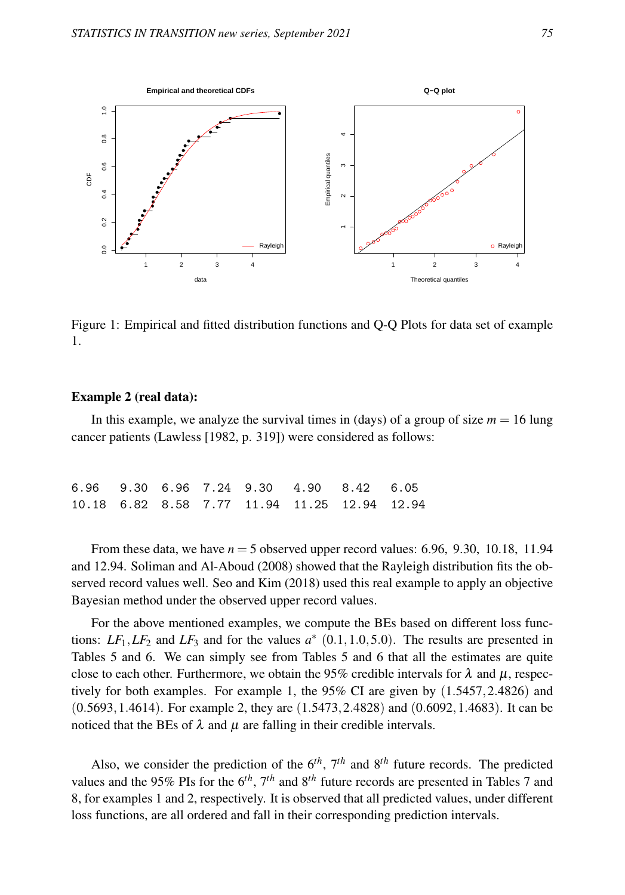Figure 1: Empirical and fitted distribution functions and Q-Q Plots for data set of example 1.

**Example 2 (real data):**

In this example, we analyze the survival times in (days) of a group of size $m = 16$ lung cancer patients (Lawless [1982, p. 319]) were considered as follows:

```
6.96   9.30  6.96  7.24  9.30   4.90   8.42   6.05
10.18  6.82  8.58  7.77  11.94  11.25  12.94  12.94
```

From these data, we have $n = 5$ observed upper record values: 6.96, 9.30, 10.18, 11.94 and 12.94. Soliman and Al-Aboud (2008) showed that the Rayleigh distribution fits the observed record values well. Seo and Kim (2018) used this real example to apply an objective Bayesian method under the observed upper record values.

For the above mentioned examples, we compute the BEs based on different loss functions: $LF_1, LF_2$ and $LF_3$ and for the values $a^*$ $(0.1, 1.0, 5.0)$. The results are presented in Tables 5 and 6. We can simply see from Tables 5 and 6 that all the estimates are quite close to each other. Furthermore, we obtain the 95% credible intervals for $\lambda$ and $\mu$, respectively for both examples. For example 1, the 95% CI are given by $(1.5457, 2.4826)$ and $(0.5693, 1.4614)$. For example 2, they are $(1.5473, 2.4828)$ and $(0.6092, 1.4683)$. It can be noticed that the BEs of $\lambda$ and $\mu$ are falling in their credible intervals.

Also, we consider the prediction of the $6^{th}$, $7^{th}$ and $8^{th}$ future records. The predicted values and the 95% PIs for the $6^{th}$, $7^{th}$ and $8^{th}$ future records are presented in Tables 7 and 8, for examples 1 and 2, respectively. It is observed that all predicted values, under different loss functions, are all ordered and fall in their corresponding prediction intervals.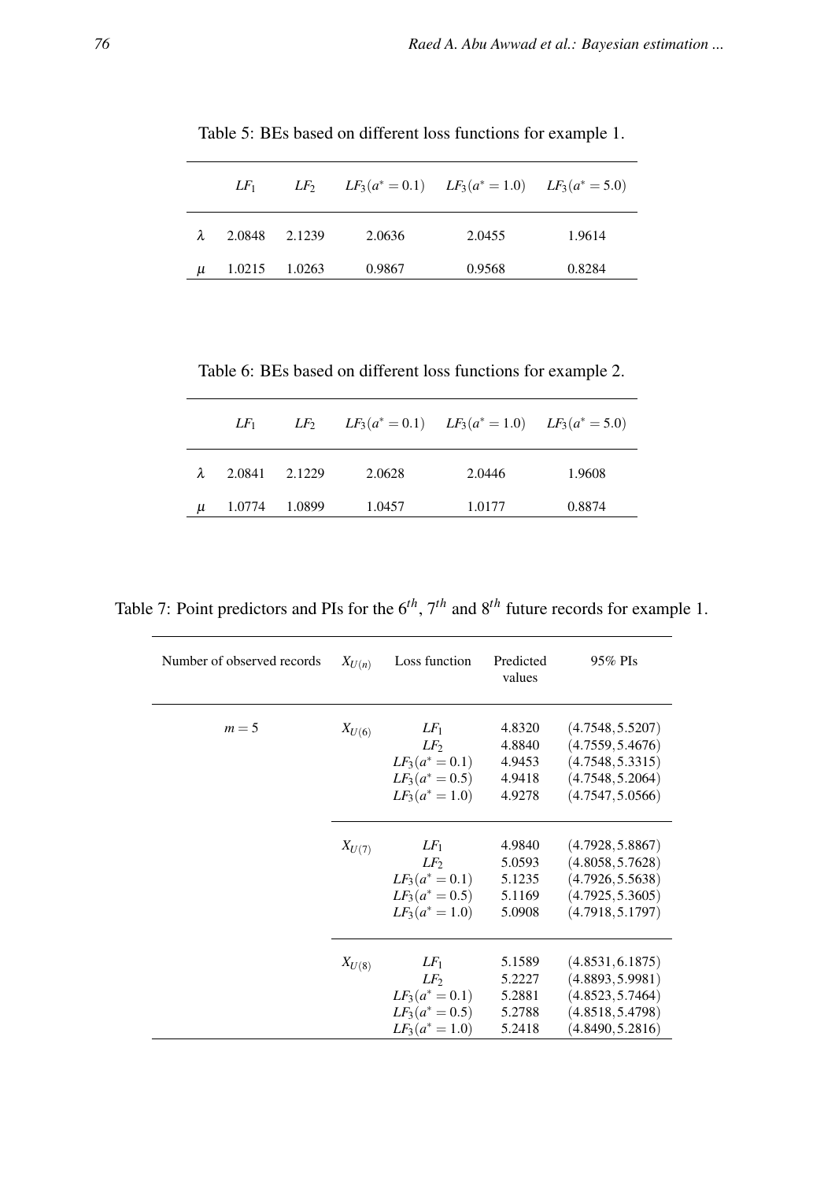Table 5: BEs based on different loss functions for example 1.

| | $LF_1$ | $LF_2$ | $LF_3(a^*=0.1)$ | $LF_3(a^*=1.0)$ | $LF_3(a^*=5.0)$ |
|---|---|---|---|---|---|
| $\lambda$ | 2.0848 | 2.1239 | 2.0636 | 2.0455 | 1.9614 |
| $\mu$ | 1.0215 | 1.0263 | 0.9867 | 0.9568 | 0.8284 |

Table 6: BEs based on different loss functions for example 2.

| | $LF_1$ | $LF_2$ | $LF_3(a^*=0.1)$ | $LF_3(a^*=1.0)$ | $LF_3(a^*=5.0)$ |
|---|---|---|---|---|---|
| $\lambda$ | 2.0841 | 2.1229 | 2.0628 | 2.0446 | 1.9608 |
| $\mu$ | 1.0774 | 1.0899 | 1.0457 | 1.0177 | 0.8874 |

Table 7: Point predictors and PIs for the $6^{th}$, $7^{th}$ and $8^{th}$ future records for example 1.

| Number of observed records | $X_{U(n)}$ | Loss function | Predicted values | 95% PIs |
|---|---|---|---|---|
| $m=5$ | $X_{U(6)}$ | $LF_1$ | 4.8320 | $(4.7548, 5.5207)$ |
| | | $LF_2$ | 4.8840 | $(4.7559, 5.4676)$ |
| | | $LF_3(a^*=0.1)$ | 4.9453 | $(4.7548, 5.3315)$ |
| | | $LF_3(a^*=0.5)$ | 4.9418 | $(4.7548, 5.2064)$ |
| | | $LF_3(a^*=1.0)$ | 4.9278 | $(4.7547, 5.0566)$ |
| | $X_{U(7)}$ | $LF_1$ | 4.9840 | $(4.7928, 5.8867)$ |
| | | $LF_2$ | 5.0593 | $(4.8058, 5.7628)$ |
| | | $LF_3(a^*=0.1)$ | 5.1235 | $(4.7926, 5.5638)$ |
| | | $LF_3(a^*=0.5)$ | 5.1169 | $(4.7925, 5.3605)$ |
| | | $LF_3(a^*=1.0)$ | 5.0908 | $(4.7918, 5.1797)$ |
| | $X_{U(8)}$ | $LF_1$ | 5.1589 | $(4.8531, 6.1875)$ |
| | | $LF_2$ | 5.2227 | $(4.8893, 5.9981)$ |
| | | $LF_3(a^*=0.1)$ | 5.2881 | $(4.8523, 5.7464)$ |
| | | $LF_3(a^*=0.5)$ | 5.2788 | $(4.8518, 5.4798)$ |
| | | $LF_3(a^*=1.0)$ | 5.2418 | $(4.8490, 5.2816)$ |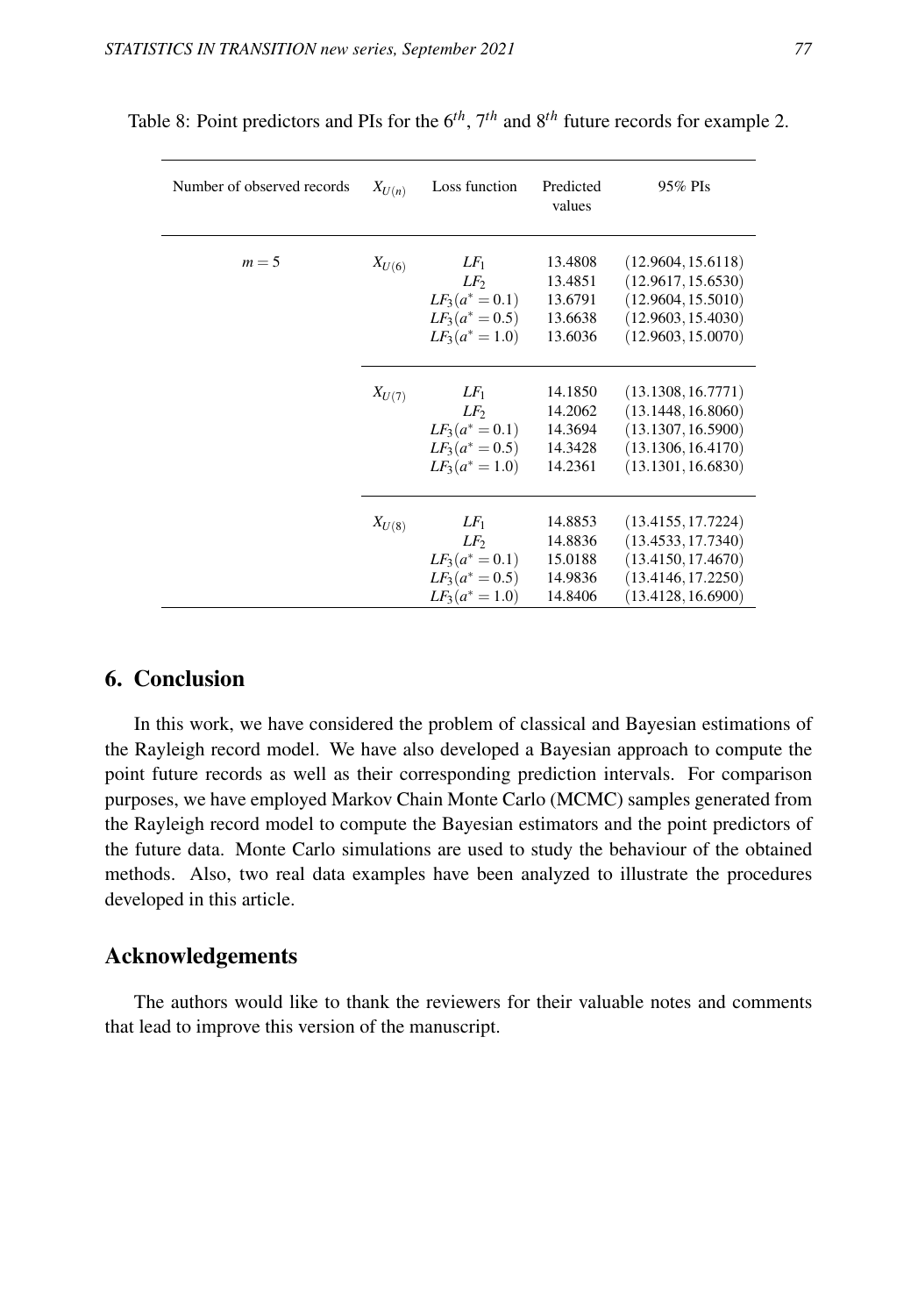Table 8: Point predictors and PIs for the $6^{th}$, $7^{th}$ and $8^{th}$ future records for example 2.

| Number of observed records | $X_{U(n)}$ | Loss function | Predicted values | 95% PIs |
|---|---|---|---|---|
| $m=5$ | $X_{U(6)}$ | $LF_1$ | 13.4808 | $(12.9604, 15.6118)$ |
| | | $LF_2$ | 13.4851 | $(12.9617, 15.6530)$ |
| | | $LF_3(a^*=0.1)$ | 13.6791 | $(12.9604, 15.5010)$ |
| | | $LF_3(a^*=0.5)$ | 13.6638 | $(12.9603, 15.4030)$ |
| | | $LF_3(a^*=1.0)$ | 13.6036 | $(12.9603, 15.0070)$ |
| | $X_{U(7)}$ | $LF_1$ | 14.1850 | $(13.1308, 16.7771)$ |
| | | $LF_2$ | 14.2062 | $(13.1448, 16.8060)$ |
| | | $LF_3(a^*=0.1)$ | 14.3694 | $(13.1307, 16.5900)$ |
| | | $LF_3(a^*=0.5)$ | 14.3428 | $(13.1306, 16.4170)$ |
| | | $LF_3(a^*=1.0)$ | 14.2361 | $(13.1301, 16.6830)$ |
| | $X_{U(8)}$ | $LF_1$ | 14.8853 | $(13.4155, 17.7224)$ |
| | | $LF_2$ | 14.8836 | $(13.4533, 17.7340)$ |
| | | $LF_3(a^*=0.1)$ | 15.0188 | $(13.4150, 17.4670)$ |
| | | $LF_3(a^*=0.5)$ | 14.9836 | $(13.4146, 17.2250)$ |
| | | $LF_3(a^*=1.0)$ | 14.8406 | $(13.4128, 16.6900)$ |

## 6. Conclusion

In this work, we have considered the problem of classical and Bayesian estimations of the Rayleigh record model. We have also developed a Bayesian approach to compute the point future records as well as their corresponding prediction intervals. For comparison purposes, we have employed Markov Chain Monte Carlo (MCMC) samples generated from the Rayleigh record model to compute the Bayesian estimators and the point predictors of the future data. Monte Carlo simulations are used to study the behaviour of the obtained methods. Also, two real data examples have been analyzed to illustrate the procedures developed in this article.

## Acknowledgements

The authors would like to thank the reviewers for their valuable notes and comments that lead to improve this version of the manuscript.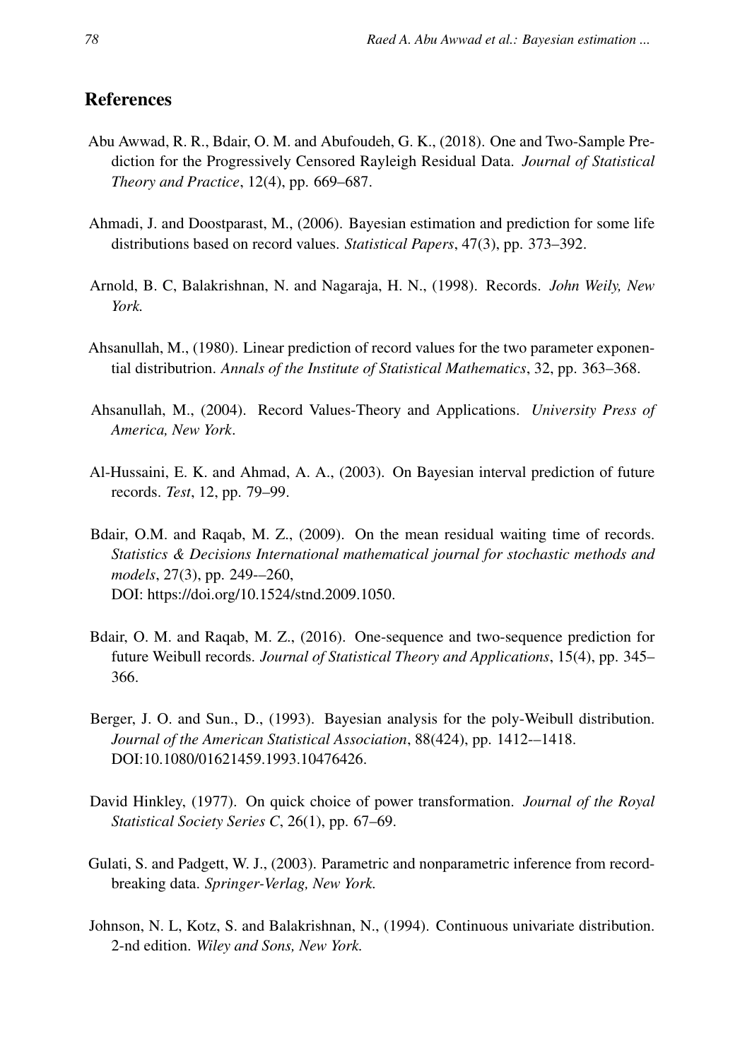## References

Abu Awwad, R. R., Bdair, O. M. and Abufoudeh, G. K., (2018). One and Two-Sample Prediction for the Progressively Censored Rayleigh Residual Data. *Journal of Statistical Theory and Practice*, 12(4), pp. 669–687.

Ahmadi, J. and Doostparast, M., (2006). Bayesian estimation and prediction for some life distributions based on record values. *Statistical Papers*, 47(3), pp. 373–392.

Arnold, B. C, Balakrishnan, N. and Nagaraja, H. N., (1998). Records. *John Weily, New York.*

Ahsanullah, M., (1980). Linear prediction of record values for the two parameter exponential distributrion. *Annals of the Institute of Statistical Mathematics*, 32, pp. 363–368.

Ahsanullah, M., (2004). Record Values-Theory and Applications. *University Press of America, New York*.

Al-Hussaini, E. K. and Ahmad, A. A., (2003). On Bayesian interval prediction of future records. *Test*, 12, pp. 79–99.

Bdair, O.M. and Raqab, M. Z., (2009). On the mean residual waiting time of records. *Statistics & Decisions International mathematical journal for stochastic methods and models*, 27(3), pp. 249-–260,
DOI: https://doi.org/10.1524/stnd.2009.1050.

Bdair, O. M. and Raqab, M. Z., (2016). One-sequence and two-sequence prediction for future Weibull records. *Journal of Statistical Theory and Applications*, 15(4), pp. 345–366.

Berger, J. O. and Sun., D., (1993). Bayesian analysis for the poly-Weibull distribution. *Journal of the American Statistical Association*, 88(424), pp. 1412-–1418.
DOI:10.1080/01621459.1993.10476426.

David Hinkley, (1977). On quick choice of power transformation. *Journal of the Royal Statistical Society Series C*, 26(1), pp. 67–69.

Gulati, S. and Padgett, W. J., (2003). Parametric and nonparametric inference from record-breaking data. *Springer-Verlag, New York.*

Johnson, N. L, Kotz, S. and Balakrishnan, N., (1994). Continuous univariate distribution. 2-nd edition. *Wiley and Sons, New York.*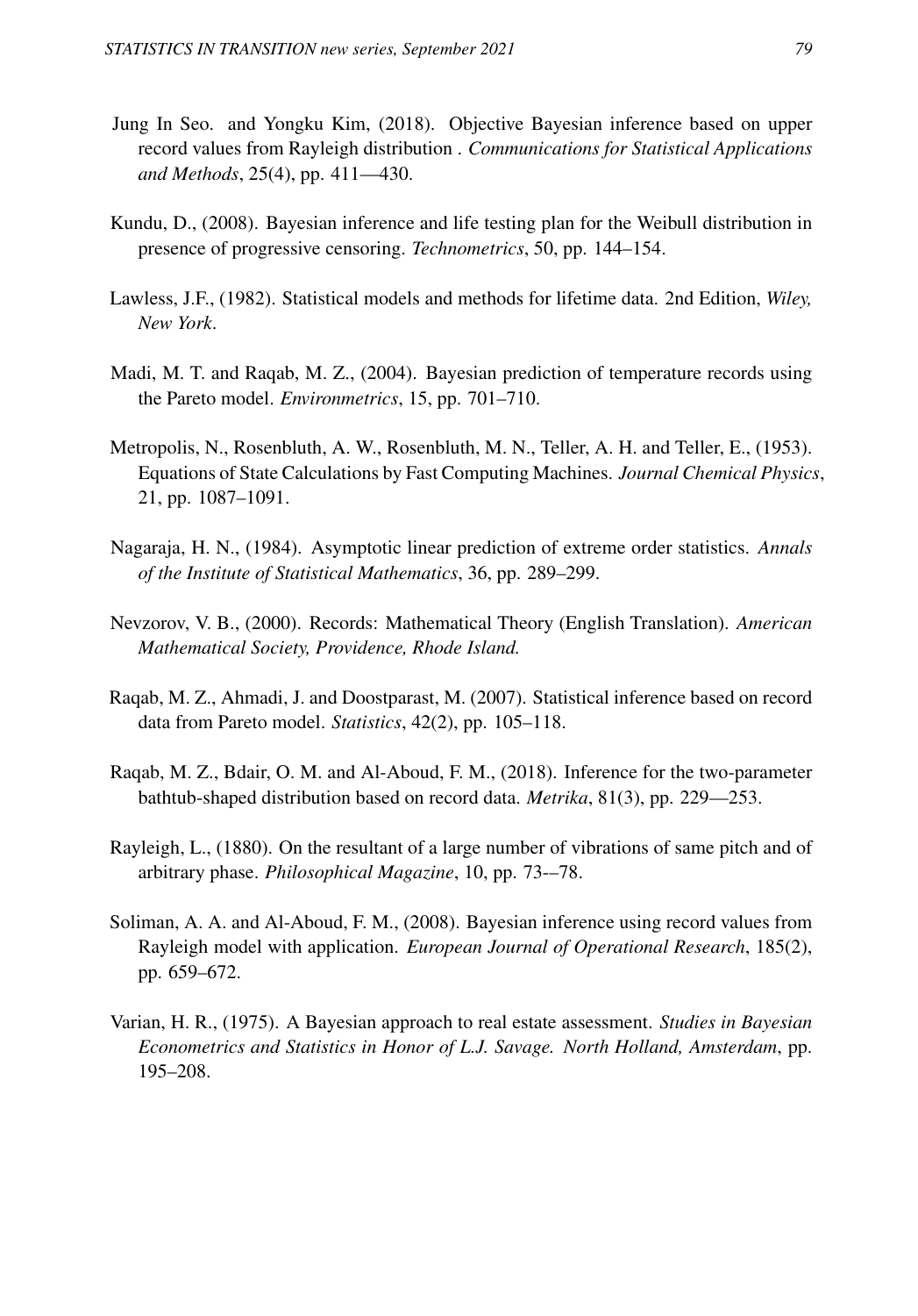Jung In Seo. and Yongku Kim, (2018). Objective Bayesian inference based on upper record values from Rayleigh distribution . *Communications for Statistical Applications and Methods*, 25(4), pp. 411—430.

Kundu, D., (2008). Bayesian inference and life testing plan for the Weibull distribution in presence of progressive censoring. *Technometrics*, 50, pp. 144–154.

Lawless, J.F., (1982). Statistical models and methods for lifetime data. 2nd Edition, *Wiley, New York*.

Madi, M. T. and Raqab, M. Z., (2004). Bayesian prediction of temperature records using the Pareto model. *Environmetrics*, 15, pp. 701–710.

Metropolis, N., Rosenbluth, A. W., Rosenbluth, M. N., Teller, A. H. and Teller, E., (1953). Equations of State Calculations by Fast Computing Machines. *Journal Chemical Physics*, 21, pp. 1087–1091.

Nagaraja, H. N., (1984). Asymptotic linear prediction of extreme order statistics. *Annals of the Institute of Statistical Mathematics*, 36, pp. 289–299.

Nevzorov, V. B., (2000). Records: Mathematical Theory (English Translation). *American Mathematical Society, Providence, Rhode Island.*

Raqab, M. Z., Ahmadi, J. and Doostparast, M. (2007). Statistical inference based on record data from Pareto model. *Statistics*, 42(2), pp. 105–118.

Raqab, M. Z., Bdair, O. M. and Al-Aboud, F. M., (2018). Inference for the two-parameter bathtub-shaped distribution based on record data. *Metrika*, 81(3), pp. 229—253.

Rayleigh, L., (1880). On the resultant of a large number of vibrations of same pitch and of arbitrary phase. *Philosophical Magazine*, 10, pp. 73-–78.

Soliman, A. A. and Al-Aboud, F. M., (2008). Bayesian inference using record values from Rayleigh model with application. *European Journal of Operational Research*, 185(2), pp. 659–672.

Varian, H. R., (1975). A Bayesian approach to real estate assessment. *Studies in Bayesian Econometrics and Statistics in Honor of L.J. Savage. North Holland, Amsterdam*, pp. 195–208.